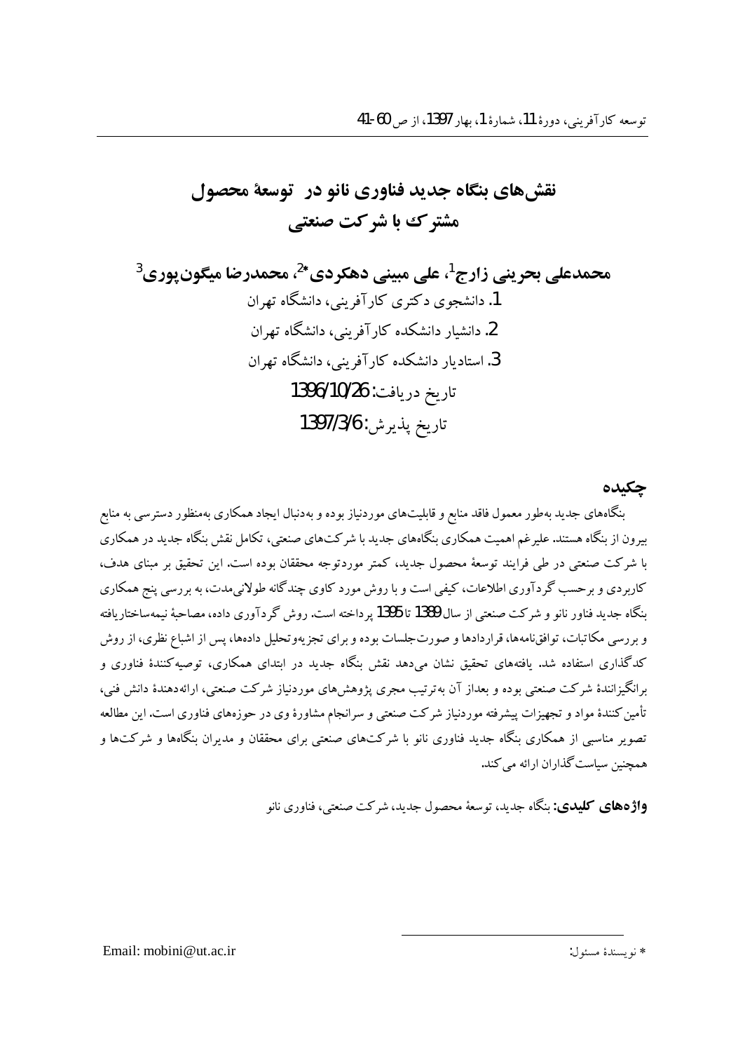# نقش‌های بنگاه جدید فناوری نانو در توسعهٔ محصول مشترک با شرکت صنعتی

**محمدعلی بحرینی زارج[1]، علی مبینی دهکردی*[2]، محمدرضا میگون‌پوری[3]**

1. دانشجوی دکتری کارآفرینی، دانشگاه تهران
2. دانشیار دانشکده کارآفرینی، دانشگاه تهران
3. استادیار دانشکده کارآفرینی، دانشگاه تهران

تاریخ دریافت: 1396/10/26

تاریخ پذیرش: 1397/3/6

## چکیده

بنگاه‌های جدید به‌طور معمول فاقد منابع و قابلیت‌های موردنیاز بوده و به‌دنبال ایجاد همکاری به‌منظور دسترسی به منابع بیرون از بنگاه هستند. علیرغم اهمیت همکاری بنگاه‌های جدید با شرکت‌های صنعتی، تکامل نقش بنگاه جدید در همکاری با شرکت صنعتی در طی فرایند توسعهٔ محصول جدید، کمتر موردتوجه محققان بوده است. این تحقیق بر مبنای هدف، کاربردی و برحسب گردآوری اطلاعات، کیفی است و با روش مورد کاوی چندگانه طولانی‌مدت، به بررسی پنج همکاری بنگاه جدید فناور نانو و شرکت صنعتی از سال 1389 تا 1395 پرداخته است. روش گردآوری داده، مصاحبهٔ نیمه‌ساختاریافته و بررسی مکاتبات، توافق‌نامه‌ها، قراردادها و صورت‌جلسات بوده و برای تجزیه‌وتحلیل داده‌ها، پس از اشباع نظری، از روش کدگذاری استفاده شد. یافته‌های تحقیق نشان می‌دهد نقش بنگاه جدید در ابتدای همکاری، توصیه‌کنندهٔ فناوری و برانگیزانندهٔ شرکت صنعتی بوده و بعداز آن به‌ترتیب مجری پژوهش‌های موردنیاز شرکت صنعتی، ارائه‌دهندهٔ دانش فنی، تأمین‌کنندهٔ مواد و تجهیزات پیشرفته موردنیاز شرکت صنعتی و سرانجام مشاورهٔ وی در حوزه‌های فناوری است. این مطالعه تصویر مناسبی از همکاری بنگاه جدید فناوری نانو با شرکت‌های صنعتی برای محققان و مدیران بنگاه‌ها و شرکت‌ها و همچنین سیاست‌گذاران ارائه می‌کند.

**واژه‌های کلیدی:** بنگاه جدید، توسعهٔ محصول جدید، شرکت صنعتی، فناوری نانو

---

* نویسندهٔ مسئول: Email: mobini@ut.ac.ir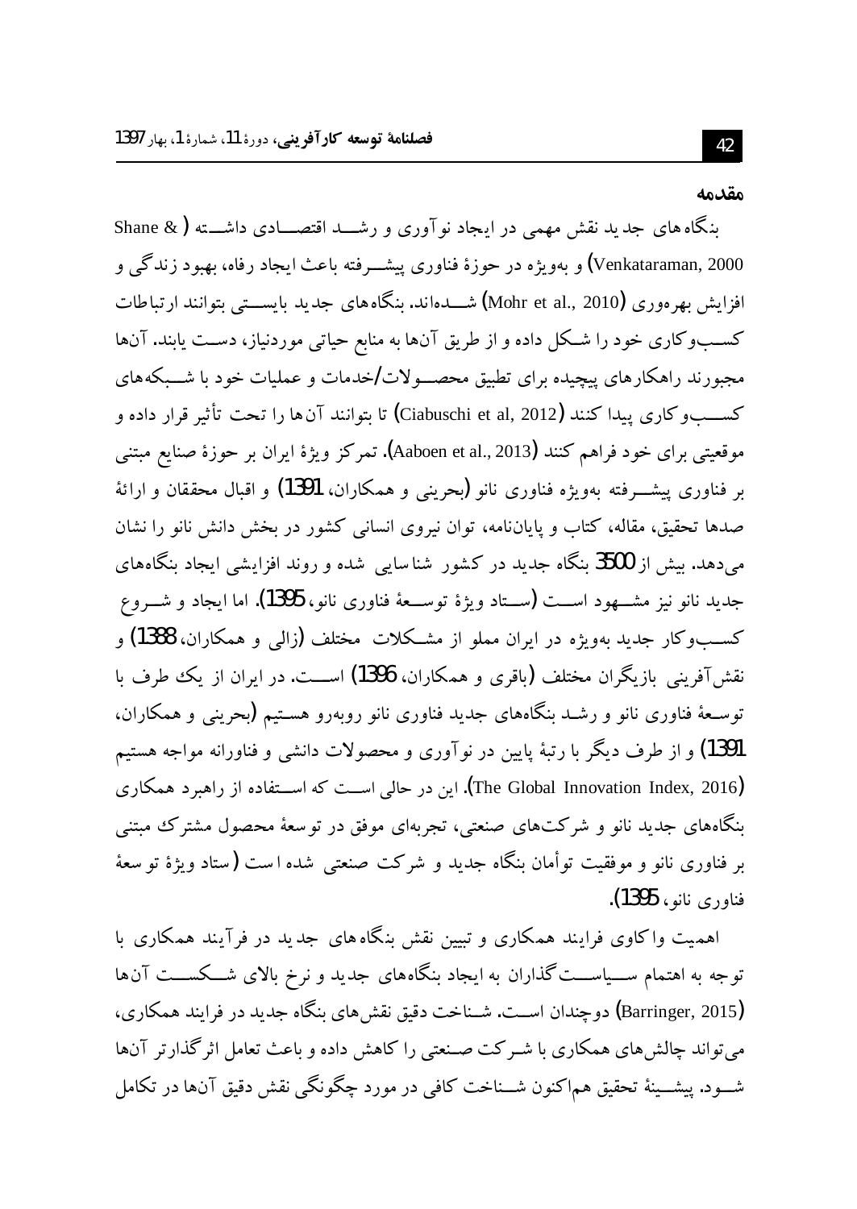## مقدمه

بنگاه‌های جدید نقش مهمی در ایجاد نوآوری و رشد اقتصادی داشته (Shane & Venkataraman, 2000) و به‌ویژه در حوزهٔ فناوری پیشرفته باعث ایجاد رفاه، بهبود زندگی و افزایش بهره‌وری (Mohr et al., 2010) شده‌اند. بنگاه‌های جدید بایستی بتوانند ارتباطات کسب‌وکاری خود را شکل داده و از طریق آن‌ها به منابع حیاتی موردنیاز، دست یابند. آن‌ها مجبورند راهکارهای پیچیده برای تطبیق محصولات/خدمات و عملیات خود با شبکه‌های کسب‌وکاری پیدا کنند (Ciabuschi et al, 2012) تا بتوانند آن‌ها را تحت تأثیر قرار داده و موقعیتی برای خود فراهم کنند (Aaboen et al., 2013). تمرکز ویژهٔ ایران بر حوزهٔ صنایع مبتنی بر فناوری پیشرفته به‌ویژه فناوری نانو (بحرینی و همکاران، 1391) و اقبال محققان و ارائهٔ صدها تحقیق، مقاله، کتاب و پایان‌نامه، توان نیروی انسانی کشور در بخش دانش نانو را نشان می‌دهد. بیش از 3500 بنگاه جدید در کشور شناسایی شده و روند افزایشی ایجاد بنگاه‌های جدید نانو نیز مشهود است (ستاد ویژهٔ توسعهٔ فناوری نانو، 1395). اما ایجاد و شروع کسب‌وکار جدید به‌ویژه در ایران مملو از مشکلات مختلف (زالی و همکاران، 1388) و نقش‌آفرینی بازیگران مختلف (باقری و همکاران، 1396) است. در ایران از یک طرف با توسعهٔ فناوری نانو و رشد بنگاه‌های جدید فناوری نانو روبه‌رو هستیم (بحرینی و همکاران، 1391) و از طرف دیگر با رتبهٔ پایین در نوآوری و محصولات دانشی و فناورانه مواجه هستیم (The Global Innovation Index, 2016). این در حالی است که استفاده از راهبرد همکاری بنگاه‌های جدید نانو و شرکت‌های صنعتی، تجربه‌ای موفق در توسعهٔ محصول مشترک مبتنی بر فناوری نانو و موفقیت توأمان بنگاه جدید و شرکت صنعتی شده است (ستاد ویژهٔ توسعهٔ فناوری نانو، 1395).

اهمیت واکاوی فرایند همکاری و تبیین نقش بنگاه‌های جدید در فرآیند همکاری با توجه به اهتمام سیاست‌گذاران به ایجاد بنگاه‌های جدید و نرخ بالای شکست آن‌ها (Barringer, 2015) دوچندان است. شناخت دقیق نقش‌های بنگاه جدید در فرایند همکاری، می‌تواند چالش‌های همکاری با شرکت صنعتی را کاهش داده و باعث تعامل اثرگذارتر آن‌ها شود. پیشینهٔ تحقیق هم‌اکنون شناخت کافی در مورد چگونگی نقش دقیق آن‌ها در تکامل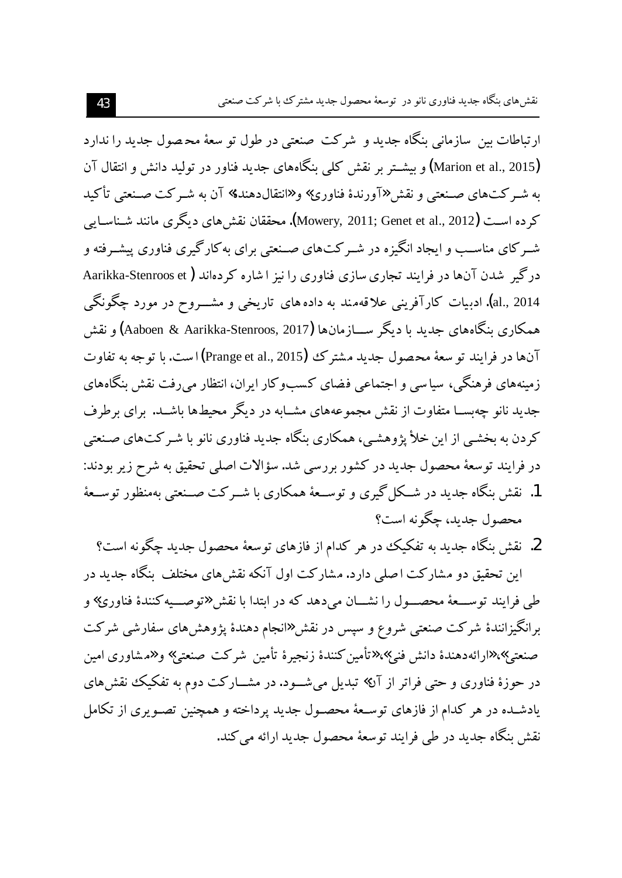ارتباطات بین سازمانی بنگاه جدید و شرکت صنعتی در طول توسعهٔ محصول جدید را ندارد (Marion et al., 2015) و بیشتر بر نقش کلی بنگاه‌های جدید فناور در تولید دانش و انتقال آن به شرکت‌های صنعتی و نقش «آورندهٔ فناوری» و «انتقال‌دهنده» آن به شرکت صنعتی تأکید کرده است (Mowery, 2011; Genet et al., 2012). محققان نقش‌های دیگری مانند شناسایی شرکای مناسب و ایجاد انگیزه در شرکت‌های صنعتی برای به‌کارگیری فناوری پیشرفته و درگیر شدن آن‌ها در فرایند تجاری‌سازی فناوری را نیز اشاره کرده‌اند (Aarikka-Stenroos et al., 2014). ادبیات کارآفرینی علاقه‌مند به داده‌های تاریخی و مشروح در مورد چگونگی همکاری بنگاه‌های جدید با دیگر سازمان‌ها (Aaboen & Aarikka-Stenroos, 2017) و نقش آن‌ها در فرایند توسعهٔ محصول جدید مشترک (Prange et al., 2015) است. با توجه به تفاوت زمینه‌های فرهنگی، سیاسی و اجتماعی فضای کسب‌وکار ایران، انتظار می‌رفت نقش بنگاه‌های جدید نانو چه‌بسا متفاوت از نقش مجموعه‌های مشابه در دیگر محیط‌ها باشد. برای برطرف کردن به بخشی از این خلأ پژوهشی، همکاری بنگاه جدید فناوری نانو با شرکت‌های صنعتی در فرایند توسعهٔ محصول جدید در کشور بررسی شد. سؤالات اصلی تحقیق به شرح زیر بودند:

1. نقش بنگاه جدید در شکل‌گیری و توسعهٔ همکاری با شرکت صنعتی به‌منظور توسعهٔ محصول جدید، چگونه است؟
2. نقش بنگاه جدید به تفکیک در هر کدام از فازهای توسعهٔ محصول جدید چگونه است؟

این تحقیق دو مشارکت اصلی دارد. مشارکت اول آنکه نقش‌های مختلف بنگاه جدید در طی فرایند توسعهٔ محصول را نشان می‌دهد که در ابتدا با نقش «توصیه‌کنندهٔ فناوری» و برانگیزانندهٔ شرکت صنعتی شروع و سپس در نقش «انجام دهندهٔ پژوهش‌های سفارشی شرکت صنعتی»، «ارائه‌دهندهٔ دانش فنی»، «تأمین‌کنندهٔ زنجیرهٔ تأمین شرکت صنعتی» و «مشاوری امین در حوزهٔ فناوری و حتی فراتر از آن» تبدیل می‌شود. در مشارکت دوم به تفکیک نقش‌های یادشده در هر کدام از فازهای توسعهٔ محصول جدید پرداخته و همچنین تصویری از تکامل نقش بنگاه جدید در طی فرایند توسعهٔ محصول جدید ارائه می‌کند.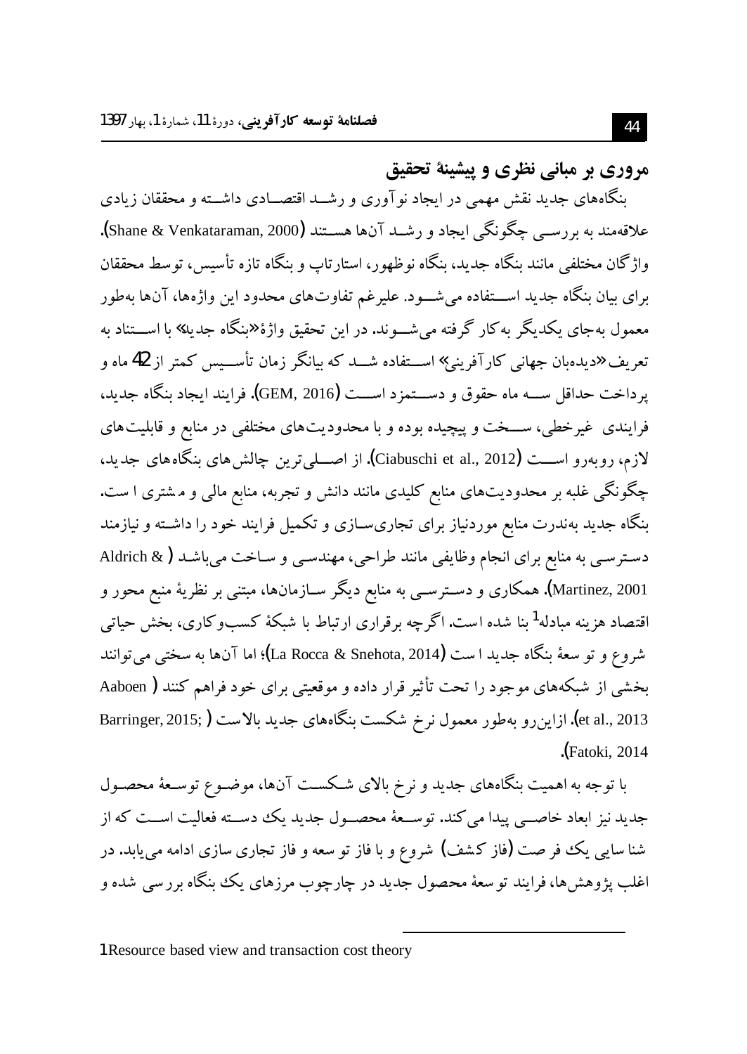## مروری بر مبانی نظری و پیشینهٔ تحقیق

بنگاه‌های جدید نقش مهمی در ایجاد نوآوری و رشد اقتصادی داشته و محققان زیادی علاقه‌مند به بررسی چگونگی ایجاد و رشد آن‌ها هستند (Shane & Venkataraman, 2000). واژگان مختلفی مانند بنگاه جدید، بنگاه نوظهور، استارتاپ و بنگاه تازه تأسیس، توسط محققان برای بیان بنگاه جدید استفاده می‌شود. علیرغم تفاوت‌های محدود این واژه‌ها، آن‌ها به‌طور معمول به‌جای یکدیگر به‌کار گرفته می‌شوند. در این تحقیق واژهٔ «بنگاه جدید» با استناد به تعریف «دیده‌بان جهانی کارآفرینی» استفاده شد که بیانگر زمان تأسیس کمتر از 42 ماه و پرداخت حداقل سه ماه حقوق و دستمزد است (GEM, 2016). فرایند ایجاد بنگاه جدید، فرایندی غیرخطی، سخت و پیچیده بوده و با محدودیت‌های مختلفی در منابع و قابلیت‌های لازم، روبه‌رو است (Ciabuschi et al., 2012). از اصلی‌ترین چالش‌های بنگاه‌های جدید، چگونگی غلبه بر محدودیت‌های منابع کلیدی مانند دانش و تجربه، منابع مالی و مشتری است. بنگاه جدید به‌ندرت منابع موردنیاز برای تجاری‌سازی و تکمیل فرایند خود را داشته و نیازمند دسترسی به منابع برای انجام وظایفی مانند طراحی، مهندسی و ساخت می‌باشد (Aldrich & Martinez, 2001). همکاری و دسترسی به منابع دیگر سازمان‌ها، مبتنی بر نظریهٔ منبع محور و اقتصاد هزینه مبادله[1] بنا شده است. اگرچه برقراری ارتباط با شبکهٔ کسب‌وکاری، بخش حیاتی شروع و توسعهٔ بنگاه جدید است (La Rocca & Snehota, 2014)؛ اما آن‌ها به سختی می‌توانند بخشی از شبکه‌های موجود را تحت تأثیر قرار داده و موقعیتی برای خود فراهم کنند (Aaboen et al., 2013). ازاین‌رو به‌طور معمول نرخ شکست بنگاه‌های جدید بالاست (Barringer, 2015; Fatoki, 2014).

با توجه به اهمیت بنگاه‌های جدید و نرخ بالای شکست آن‌ها، موضوع توسعهٔ محصول جدید نیز ابعاد خاصی پیدا می‌کند. توسعهٔ محصول جدید یک دسته فعالیت است که از شناسایی یک فرصت (فاز کشف) شروع و با فاز توسعه و فاز تجاری سازی ادامه می‌یابد. در اغلب پژوهش‌ها، فرایند توسعهٔ محصول جدید در چارچوب مرزهای یک بنگاه بررسی شده و

---

1. Resource based view and transaction cost theory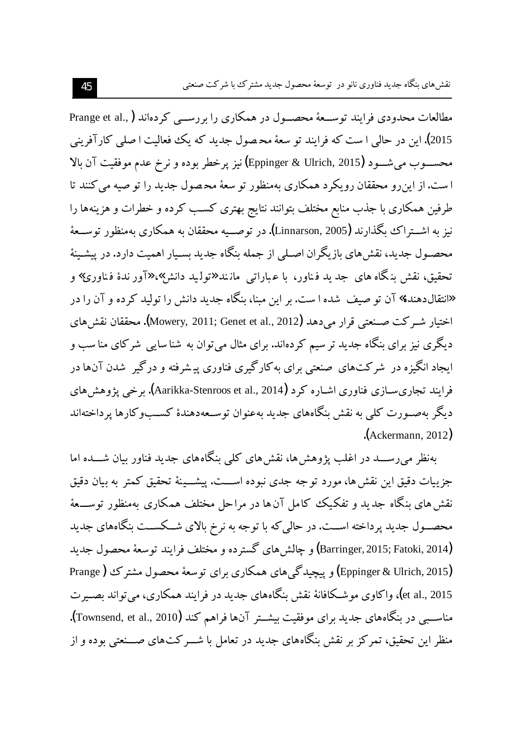مطالعات محدودی فرایند توسعهٔ محصول در همکاری را بررسی کرده‌اند (Prange et al., 2015). این در حالی است که فرایند توسعهٔ محصول جدید که یک فعالیت اصلی کارآفرینی محسوب می‌شود (Eppinger & Ulrich, 2015) نیز پرخطر بوده و نرخ عدم موفقیت آن بالا است. از این‌رو محققان رویکرد همکاری به‌منظور توسعهٔ محصول جدید را توصیه می‌کنند تا طرفین همکاری با جذب منابع مختلف بتوانند نتایج بهتری کسب کرده و خطرات و هزینه‌ها را نیز به اشتراک بگذارند (Linnarson, 2005). در توصیه محققان به همکاری به‌منظور توسعهٔ محصول جدید، نقش‌های بازیگران اصلی از جمله بنگاه جدید بسیار اهمیت دارد. در پیشینهٔ تحقیق، نقش بنگاه‌های جدید فناور، با عباراتی مانند «تولید دانش»، «آورندهٔ فناوری» و «انتقال‌دهنده» آن توصیف شده است. بر این مبنا، بنگاه جدید دانش را تولید کرده و آن را در اختیار شرکت صنعتی قرار می‌دهد (Mowery, 2011; Genet et al., 2012). محققان نقش‌های دیگری نیز برای بنگاه جدید ترسیم کرده‌اند. برای مثال می‌توان به شناسایی شرکای مناسب و ایجاد انگیزه در شرکت‌های صنعتی برای به‌کارگیری فناوری پیشرفته و درگیر شدن آن‌ها در فرایند تجاری‌سازی فناوری اشاره کرد (Aarikka-Stenroos et al., 2014). برخی پژوهش‌های دیگر به‌صورت کلی به نقش بنگاه‌های جدید به‌عنوان توسعه‌دهندهٔ کسب‌وکارها پرداخته‌اند (Ackermann, 2012).

به‌نظر می‌رسد در اغلب پژوهش‌ها، نقش‌های کلی بنگاه‌های جدید فناور بیان شده اما جزییات دقیق این نقش‌ها، مورد توجه جدی نبوده است. پیشینهٔ تحقیق کمتر به بیان دقیق نقش‌های بنگاه جدید و تفکیک کامل آن‌ها در مراحل مختلف همکاری به‌منظور توسعهٔ محصول جدید پرداخته است. در حالی‌که با توجه به نرخ بالای شکست بنگاه‌های جدید (Barringer, 2015; Fatoki, 2014) و چالش‌های گسترده و مختلف فرایند توسعهٔ محصول جدید (Eppinger & Ulrich, 2015) و پیچیدگی‌های همکاری برای توسعهٔ محصول مشترک (Prange et al., 2015)، واکاوی موشکافانهٔ نقش بنگاه‌های جدید در فرایند همکاری، می‌تواند بصیرت مناسبی در بنگاه‌های جدید برای موفقیت بیشتر آن‌ها فراهم کند (Townsend, et al., 2010). منظر این تحقیق، تمرکز بر نقش بنگاه‌های جدید در تعامل با شرکت‌های صنعتی بوده و از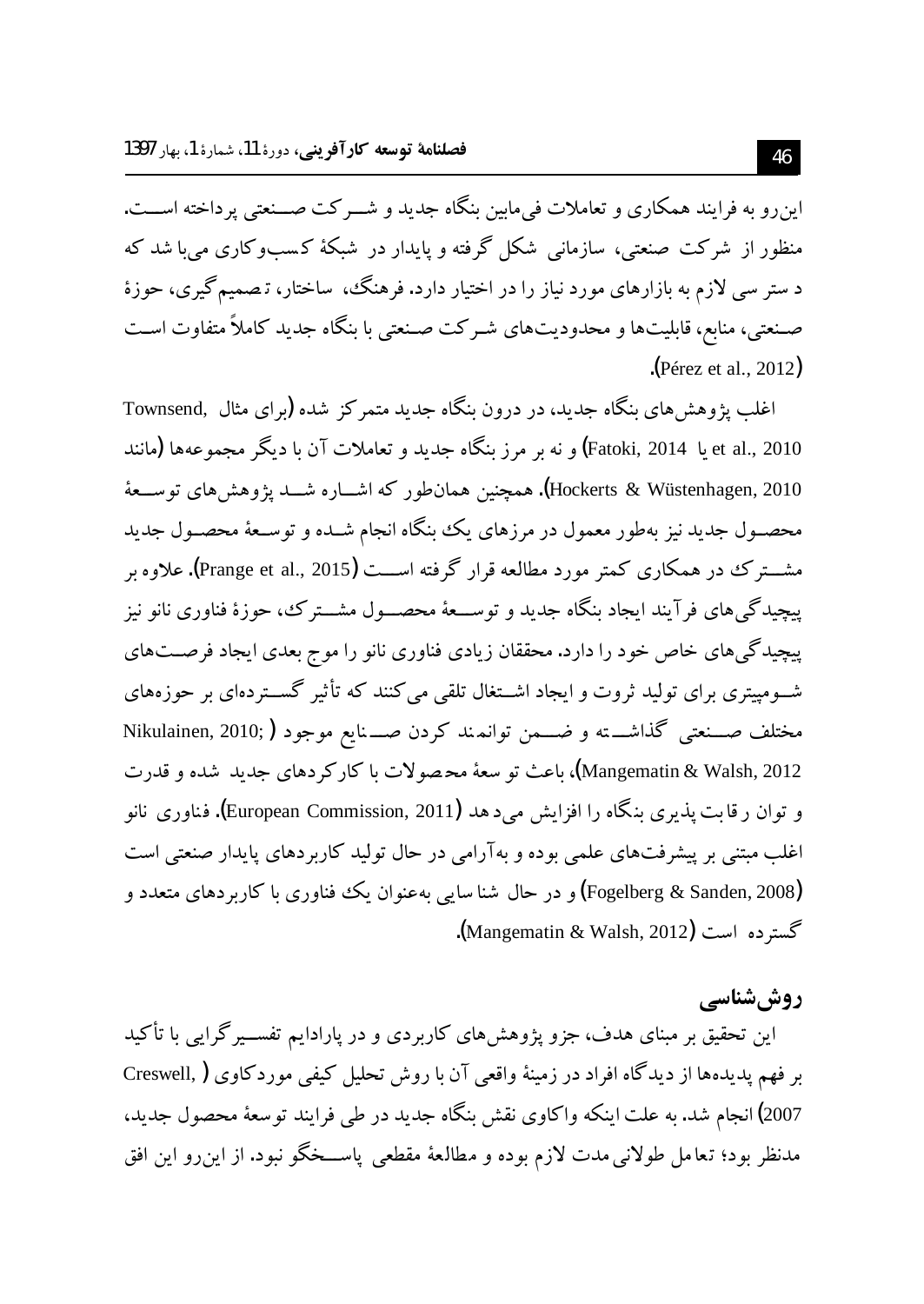این‌رو به فرایند همکاری و تعاملات فی‌مابین بنگاه جدید و شرکت صنعتی پرداخته است. منظور از شرکت صنعتی، سازمانی شکل گرفته و پایدار در شبکهٔ کسب‌وکاری می‌باشد که دسترسی لازم به بازارهای مورد نیاز را در اختیار دارد. فرهنگ، ساختار، تصمیم‌گیری، حوزهٔ صنعتی، منابع، قابلیت‌ها و محدودیت‌های شرکت صنعتی با بنگاه جدید کاملاً متفاوت است (Pérez et al., 2012).

اغلب پژوهش‌های بنگاه جدید، در درون بنگاه جدید متمرکز شده (برای مثال Townsend, et al., 2010 یا Fatoki, 2014) و نه بر مرز بنگاه جدید و تعاملات آن با دیگر مجموعه‌ها (مانند Hockerts & Wüstenhagen, 2010). همچنین همان‌طور که اشاره شد پژوهش‌های توسعهٔ محصول جدید نیز به‌طور معمول در مرزهای یک بنگاه انجام شده و توسعهٔ محصول جدید مشترک در همکاری کمتر مورد مطالعه قرار گرفته است (Prange et al., 2015). علاوه بر پیچیدگی‌های فرآیند ایجاد بنگاه جدید و توسعهٔ محصول مشترک، حوزهٔ فناوری نانو نیز پیچیدگی‌های خاص خود را دارد. محققان زیادی فناوری نانو را موج بعدی ایجاد فرصت‌های شومپیتری برای تولید ثروت و ایجاد اشتغال تلقی می‌کنند که تأثیر گسترده‌ای بر حوزه‌های مختلف صنعتی گذاشته و ضمن توانمند کردن صنایع موجود (Nikulainen, 2010; Mangematin & Walsh, 2012)، باعث توسعهٔ محصولات با کارکردهای جدید شده و قدرت و توان رقابت‌پذیری بنگاه را افزایش می‌دهد (European Commission, 2011). فناوری نانو اغلب مبتنی بر پیشرفت‌های علمی بوده و به‌آرامی در حال تولید کاربردهای پایدار صنعتی است (Fogelberg & Sanden, 2008) و در حال شناسایی به‌عنوان یک فناوری با کاربردهای متعدد و گسترده است (Mangematin & Walsh, 2012).

## روش‌شناسی

این تحقیق بر مبنای هدف، جزو پژوهش‌های کاربردی و در پارادایم تفسیرگرایی با تأکید بر فهم پدیده‌ها از دیدگاه افراد در زمینهٔ واقعی آن با روش تحلیل کیفی موردکاوی (Creswell, 2007) انجام شد. به علت اینکه واکاوی نقش بنگاه جدید در طی فرایند توسعهٔ محصول جدید، مدنظر بود؛ تعامل طولانی‌مدت لازم بوده و مطالعهٔ مقطعی پاسخگو نبود. از این‌رو این افق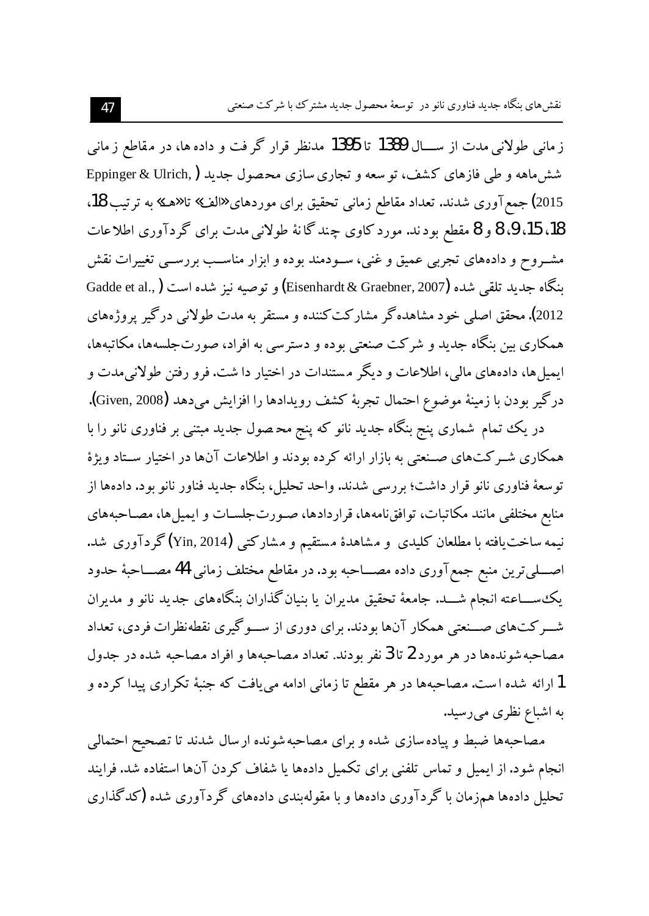زمانی طولانی مدت از سال 1389 تا 1395 مدنظر قرار گرفت و داده ها، در مقاطع زمانی شش‌ماهه و طی فازهای کشف، توسعه و تجاری‌سازی محصول جدید (Eppinger & Ulrich, 2015) جمع‌آوری شدند. تعداد مقاطع زمانی تحقیق برای موردهای «الف» تا «هـ» به ترتیب 18، 18، 15، 9، 8 و 8 مقطع بودند. موردکاوی چندگانهٔ طولانی‌مدت برای گردآوری اطلاعات مشروح و داده‌های تجربی عمیق و غنی، سودمند بوده و ابزار مناسب بررسی تغییرات نقش بنگاه جدید تلقی شده (Eisenhardt & Graebner, 2007) و توصیه نیز شده است (Gadde et al., 2012). محقق اصلی خود مشاهده‌گر مشارکت‌کننده و مستقر به مدت طولانی درگیر پروژه‌های همکاری بین بنگاه جدید و شرکت صنعتی بوده و دسترسی به افراد، صورت‌جلسه‌ها، مکاتبه‌ها، ایمیل‌ها، داده‌های مالی، اطلاعات و دیگر مستندات در اختیار داشت. فرورفتن طولانی‌مدت و درگیر بودن با زمینهٔ موضوع احتمال تجربهٔ کشف رویدادها را افزایش می‌دهد (Given, 2008).

در یک تمام شماری پنج بنگاه جدید نانو که پنج محصول جدید مبتنی بر فناوری نانو را با همکاری شرکت‌های صنعتی به بازار ارائه کرده بودند و اطلاعات آن‌ها در اختیار ستاد ویژهٔ توسعهٔ فناوری نانو قرار داشت؛ بررسی شدند. واحد تحلیل، بنگاه جدید فناور نانو بود. داده‌ها از منابع مختلفی مانند مکاتبات، توافق‌نامه‌ها، قراردادها، صورت‌جلسات و ایمیل‌ها، مصاحبه‌های نیمه ساخت‌یافته با مطلعان کلیدی و مشاهدهٔ مستقیم و مشارکتی (Yin, 2014) گردآوری شد. اصلی‌ترین منبع جمع‌آوری داده مصاحبه بود. در مقاطع مختلف زمانی 44 مصاحبهٔ حدود یک‌ساعته انجام شد. جامعهٔ تحقیق مدیران یا بنیان‌گذاران بنگاه‌های جدید نانو و مدیران شرکت‌های صنعتی همکار آن‌ها بودند. برای دوری از سوگیری نقطه‌نظرات فردی، تعداد مصاحبه‌شونده‌ها در هر مورد 2 تا 3 نفر بودند. تعداد مصاحبه‌ها و افراد مصاحبه شده در جدول 1 ارائه شده است. مصاحبه‌ها در هر مقطع تا زمانی ادامه می‌یافت که جنبهٔ تکراری پیدا کرده و به اشباع نظری می‌رسید.

مصاحبه‌ها ضبط و پیاده‌سازی شده و برای مصاحبه‌شونده ارسال شدند تا تصحیح احتمالی انجام شود. از ایمیل و تماس تلفنی برای تکمیل داده‌ها یا شفاف کردن آن‌ها استفاده شد. فرایند تحلیل داده‌ها همزمان با گردآوری داده‌ها و با مقوله‌بندی داده‌های گردآوری شده (کدگذاری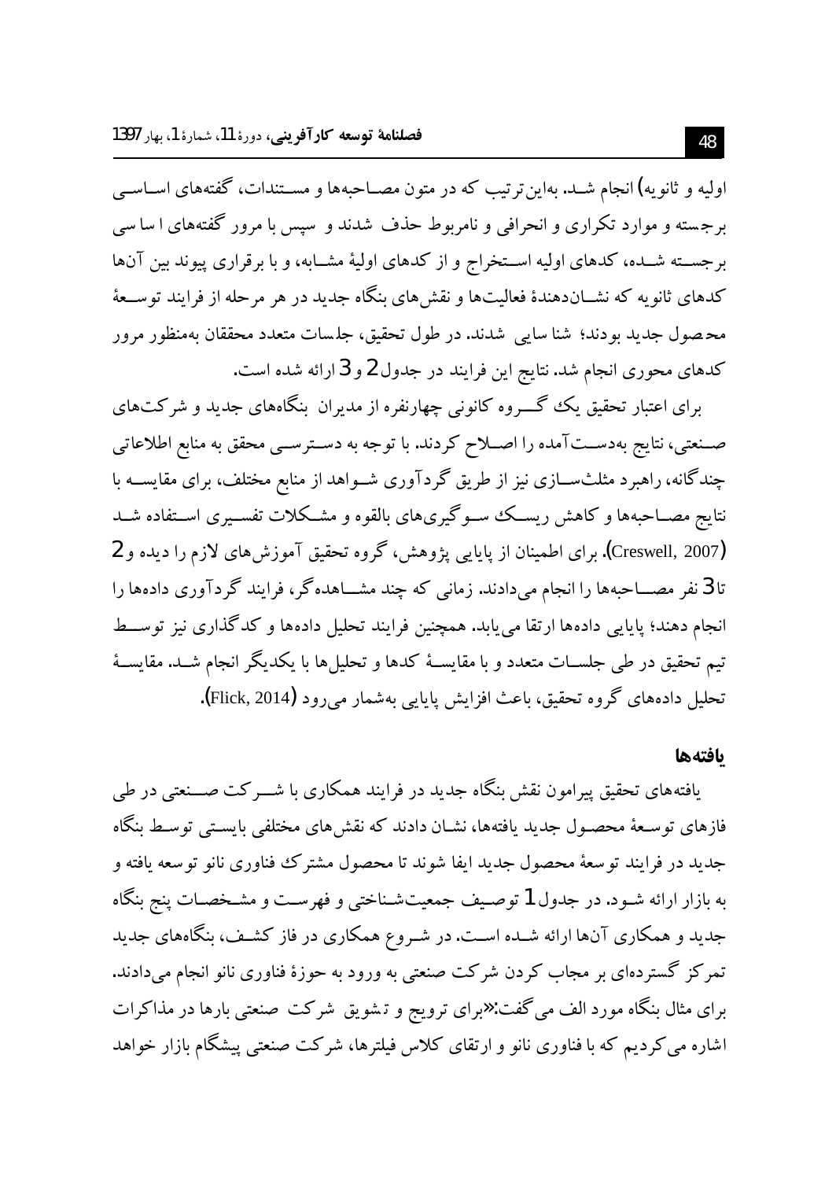اولیه و ثانویه) انجام شد. بهاین‌ترتیب که در متون مصاحبه‌ها و مستندات، گفته‌های اساسی برجسته و موارد تکراری و انحرافی و نامربوط حذف شدند و سپس با مرور گفته‌های اساسی برجسته شده، کدهای اولیه استخراج و از کدهای اولیهٔ مشابه، و با برقراری پیوند بین آن‌ها کدهای ثانویه که نشان‌دهندهٔ فعالیت‌ها و نقش‌های بنگاه جدید در هر مرحله از فرایند توسعهٔ محصول جدید بودند؛ شناسایی شدند. در طول تحقیق، جلسات متعدد محققان به‌منظور مرور کدهای محوری انجام شد. نتایج این فرایند در جدول 2 و 3 ارائه شده است.

برای اعتبار تحقیق یک گروه کانونی چهارنفره از مدیران بنگاه‌های جدید و شرکت‌های صنعتی، نتایج به‌دست‌آمده را اصلاح کردند. با توجه به دسترسی محقق به منابع اطلاعاتی چندگانه، راهبرد مثلث‌سازی نیز از طریق گردآوری شواهد از منابع مختلف، برای مقایسه با نتایج مصاحبه‌ها و کاهش ریسک سوگیری‌های بالقوه و مشکلات تفسیری استفاده شد (Creswell, 2007). برای اطمینان از پایایی پژوهش، گروه تحقیق آموزش‌های لازم را دیده و 2 تا 3 نفر مصاحبه‌ها را انجام می‌دادند. زمانی که چند مشاهده‌گر، فرایند گردآوری داده‌ها را انجام دهند؛ پایایی داده‌ها ارتقا می‌یابد. همچنین فرایند تحلیل داده‌ها و کدگذاری نیز توسط تیم تحقیق در طی جلسات متعدد و با مقایسهٔ کدها و تحلیل‌ها با یکدیگر انجام شد. مقایسهٔ تحلیل داده‌های گروه تحقیق، باعث افزایش پایایی به‌شمار می‌رود (Flick, 2014).

## یافته‌ها

یافته‌های تحقیق پیرامون نقش بنگاه جدید در فرایند همکاری با شرکت صنعتی در طی فازهای توسعهٔ محصول جدید یافته‌ها، نشان دادند که نقش‌های مختلفی بایستی توسط بنگاه جدید در فرایند توسعهٔ محصول جدید ایفا شوند تا محصول مشترک فناوری نانو توسعه یافته و به بازار ارائه شود. در جدول 1 توصیف جمعیت‌شناختی و فهرست و مشخصات پنج بنگاه جدید و همکاری آن‌ها ارائه شده است. در شروع همکاری در فاز کشف، بنگاه‌های جدید تمرکز گسترده‌ای بر مجاب کردن شرکت صنعتی به ورود به حوزهٔ فناوری نانو انجام می‌دادند. برای مثال بنگاه مورد الف می‌گفت:«برای ترویج و تشویق شرکت صنعتی بارها در مذاکرات اشاره می‌کردیم که با فناوری نانو و ارتقای کلاس فیلترها، شرکت صنعتی پیشگام بازار خواهد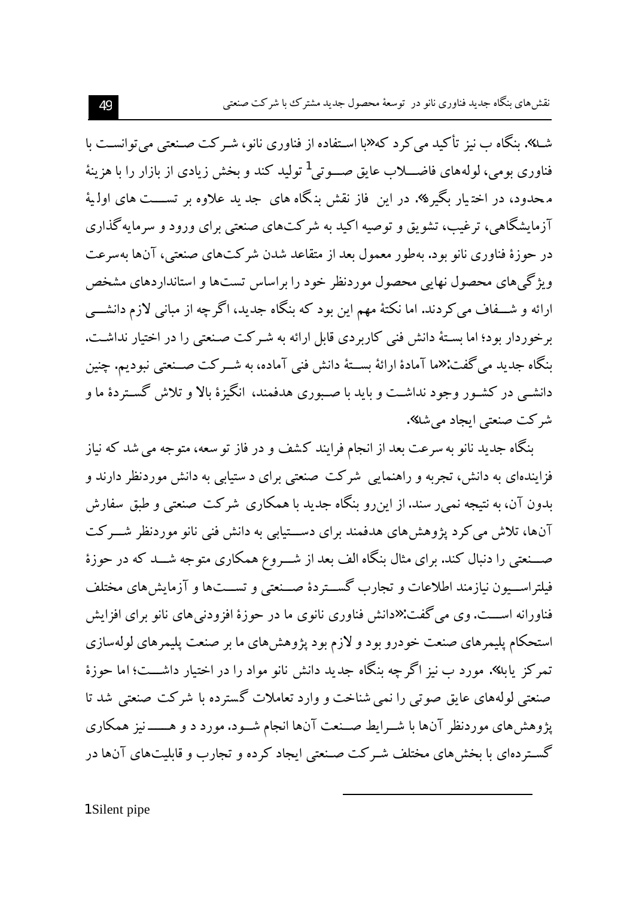شد». بنگاه ب نیز تأکید می‌کرد که«با استفاده از فناوری نانو، شرکت صنعتی می‌توانست با فناوری بومی، لوله‌های فاضلاب عایق صوتی[1] تولید کند و بخش زیادی از بازار را با هزینهٔ محدود، در اختیار بگیرد». در این فاز نقش بنگاه های جدید علاوه بر تست های اولیهٔ آزمایشگاهی، ترغیب، تشویق و توصیه اکید به شرکت‌های صنعتی برای ورود و سرمایه‌گذاری در حوزهٔ فناوری نانو بود. به‌طور معمول بعد از متقاعد شدن شرکت‌های صنعتی، آن‌ها به‌سرعت ویژگی‌های محصول نهایی محصول موردنظر خود را براساس تست‌ها و استانداردهای مشخص ارائه و شفاف می‌کردند. اما نکتهٔ مهم این بود که بنگاه جدید، اگرچه از مبانی لازم دانشی برخوردار بود؛ اما بستهٔ دانش فنی کاربردی قابل ارائه به شرکت صنعتی را در اختیار نداشت. بنگاه جدید می‌گفت:«ما آمادهٔ ارائهٔ بستهٔ دانش فنی آماده، به شرکت صنعتی نبودیم. چنین دانشی در کشور وجود نداشت و باید با صبوری هدفمند، انگیزهٔ بالا و تلاش گستردهٔ ما و شرکت صنعتی ایجاد می‌شد».

بنگاه جدید نانو به سرعت بعد از انجام فرایند کشف و در فاز توسعه، متوجه می شد که نیاز فزاینده‌ای به دانش، تجربه و راهنمایی شرکت صنعتی برای دستیابی به دانش موردنظر دارند و بدون آن، به نتیجه نمی‌رسند. از این‌رو بنگاه جدید با همکاری شرکت صنعتی و طبق سفارش آن‌ها، تلاش می‌کرد پژوهش‌های هدفمند برای دستیابی به دانش فنی نانو موردنظر شرکت صنعتی را دنبال کند. برای مثال بنگاه الف بعد از شروع همکاری متوجه شد که در حوزهٔ فیلتراسیون نیازمند اطلاعات و تجارب گستردهٔ صنعتی و تست‌ها و آزمایش‌های مختلف فناورانه است. وی می‌گفت:«دانش فناوری نانوی ما در حوزهٔ افزودنی‌های نانو برای افزایش استحکام پلیمرهای صنعت خودرو بود و لازم بود پژوهش‌های ما بر صنعت پلیمرهای لوله‌سازی تمرکز یابد». مورد ب نیز اگرچه بنگاه جدید دانش نانو مواد را در اختیار داشت؛ اما حوزهٔ صنعتی لوله‌های عایق صوتی را نمی شناخت و وارد تعاملات گسترده با شرکت صنعتی شد تا پژوهش‌های موردنظر آن‌ها با شرایط صنعت آن‌ها انجام شود. مورد د و هـ نیز همکاری گسترده‌ای با بخش‌های مختلف شرکت صنعتی ایجاد کرده و تجارب و قابلیت‌های آن‌ها در

---

[1] Silent pipe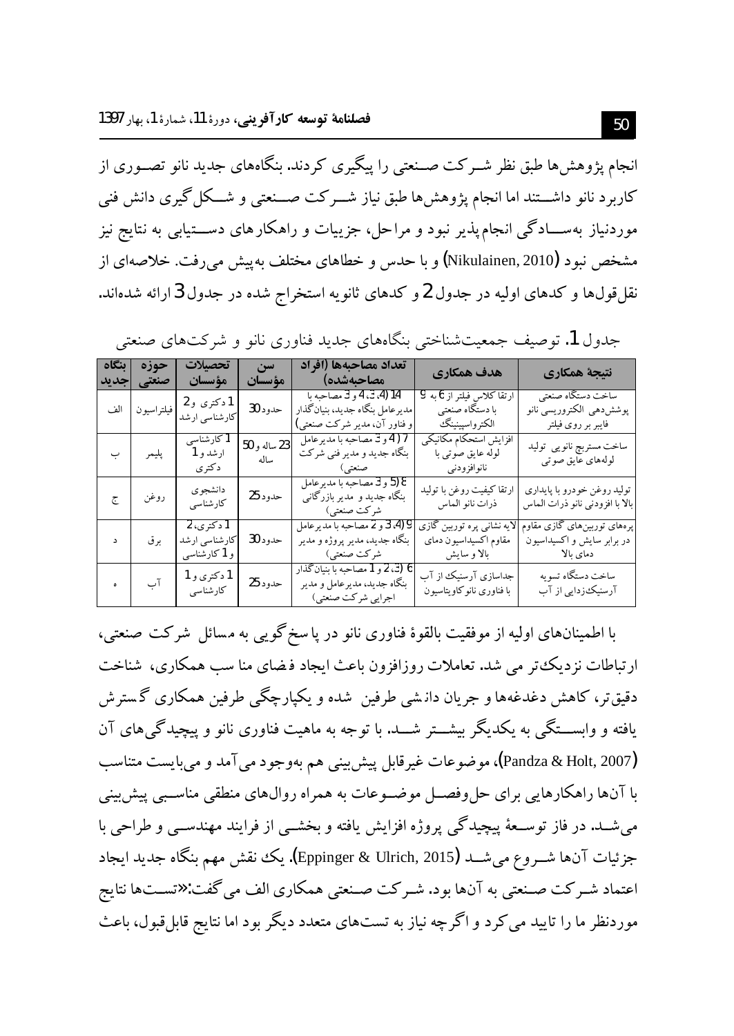انجام پژوهش‌ها طبق نظر شرکت صنعتی را پیگیری کردند. بنگاه‌های جدید نانو تصوری از کاربرد نانو داشتند اما انجام پژوهش‌ها طبق نیاز شرکت صنعتی و شکل‌گیری دانش فنی موردنیاز به‌سادگی انجام‌پذیر نبود و مراحل، جزییات و راهکارهای دستیابی به نتایج نیز مشخص نبود (Nikulainen, 2010) و با حدس و خطاهای مختلف به‌پیش می‌رفت. خلاصه‌ای از نقل‌قول‌ها و کدهای اولیه در جدول 2 و کدهای ثانویه استخراج شده در جدول 3 ارائه شده‌اند.

جدول 1. توصیف جمعیت‌شناختی بنگاه‌های جدید فناوری نانو و شرکت‌های صنعتی

| بنگاه جدید | حوزه صنعتی | تحصیلات مؤسسان | سن مؤسسان | تعداد مصاحبه‌ها (افراد مصاحبه‌شده) | هدف همکاری | نتیجهٔ همکاری |
|---|---|---|---|---|---|---|
| الف | فیلتراسیون | 1 دکتری و 2 کارشناسی ارشد | حدود 30 | 14 (4، 3، 4 و 3 مصاحبه با مدیرعامل بنگاه جدید، بنیان‌گذار و فناور آن، مدیر شرکت صنعتی) | ارتقا کلاس فیلتر از 6 به 9 با دستگاه صنعتی الکتروسپینینگ | ساخت دستگاه صنعتی پوشش‌دهی الکتروریسی نانو فایبر بر روی فیلتر |
| ب | پلیمر | 1 کارشناسی ارشد و 1 دکتری | 23 ساله و 50 ساله | 7 (4 و 3 مصاحبه با مدیرعامل بنگاه جدید و مدیر فنی شرکت صنعتی) | افزایش استحکام مکانیکی لوله عایق صوتی با نانوافزودنی | ساخت مستربچ نانویی تولید لوله‌های عایق صوتی |
| ج | روغن | دانشجوی کارشناسی | حدود 25 | 8 (5 و 3 مصاحبه با مدیرعامل بنگاه جدید و مدیر بازرگانی شرکت صنعتی) | ارتقا کیفیت روغن با تولید ذرات نانو الماس | تولید روغن خودرو با پایداری بالا با افزودنی نانو ذرات الماس |
| د | برق | 1 دکتری، 2 کارشناسی ارشد و 1 کارشناسی | حدود 30 | 9 (4، 3 و 2 مصاحبه با مدیرعامل بنگاه جدید، مدیر پروژه و مدیر شرکت صنعتی) | لایه نشانی پره توربین گازی مقاوم اکسیداسیون دمای بالا و سایش | پره‌های توربین‌های گازی مقاوم در برابر سایش و اکسیداسیون دمای بالا |
| ه | آب | 1 دکتری و 1 کارشناسی | حدود 25 | 6 (3، 2 و 1 مصاحبه با بنیان‌گذار بنگاه جدید، مدیرعامل و مدیر اجرایی شرکت صنعتی) | جداسازی آرسنیک از آب با فناوری نانوکاویتاسیون | ساخت دستگاه تسویه آرسنیک‌زدایی از آب |

با اطمینان‌های اولیه از موفقیت بالقوهٔ فناوری نانو در پاسخ‌گویی به مسائل شرکت صنعتی، ارتباطات نزدیک‌تر می شد. تعاملات روزافزون باعث ایجاد فضای مناسب همکاری، شناخت دقیق‌تر، کاهش دغدغه‌ها و جریان دانشی طرفین شده و یکپارچگی طرفین همکاری گسترش یافته و وابستگی به یکدیگر بیشتر شد. با توجه به ماهیت فناوری نانو و پیچیدگی‌های آن (Pandza & Holt, 2007)، موضوعات غیرقابل پیش‌بینی هم به‌وجود می‌آمد و می‌بایست متناسب با آن‌ها راهکارهایی برای حل‌وفصل موضوعات به همراه روال‌های منطقی مناسبی پیش‌بینی می‌شد. در فاز توسعهٔ پیچیدگی پروژه افزایش یافته و بخشی از فرایند مهندسی و طراحی با جزئیات آن‌ها شروع می‌شد (Eppinger & Ulrich, 2015). یک نقش مهم بنگاه جدید ایجاد اعتماد شرکت صنعتی به آن‌ها بود. شرکت صنعتی همکاری الف می‌گفت:«تست‌ها نتایج موردنظر ما را تایید می‌کرد و اگرچه نیاز به تست‌های متعدد دیگر بود اما نتایج قابل‌قبول، باعث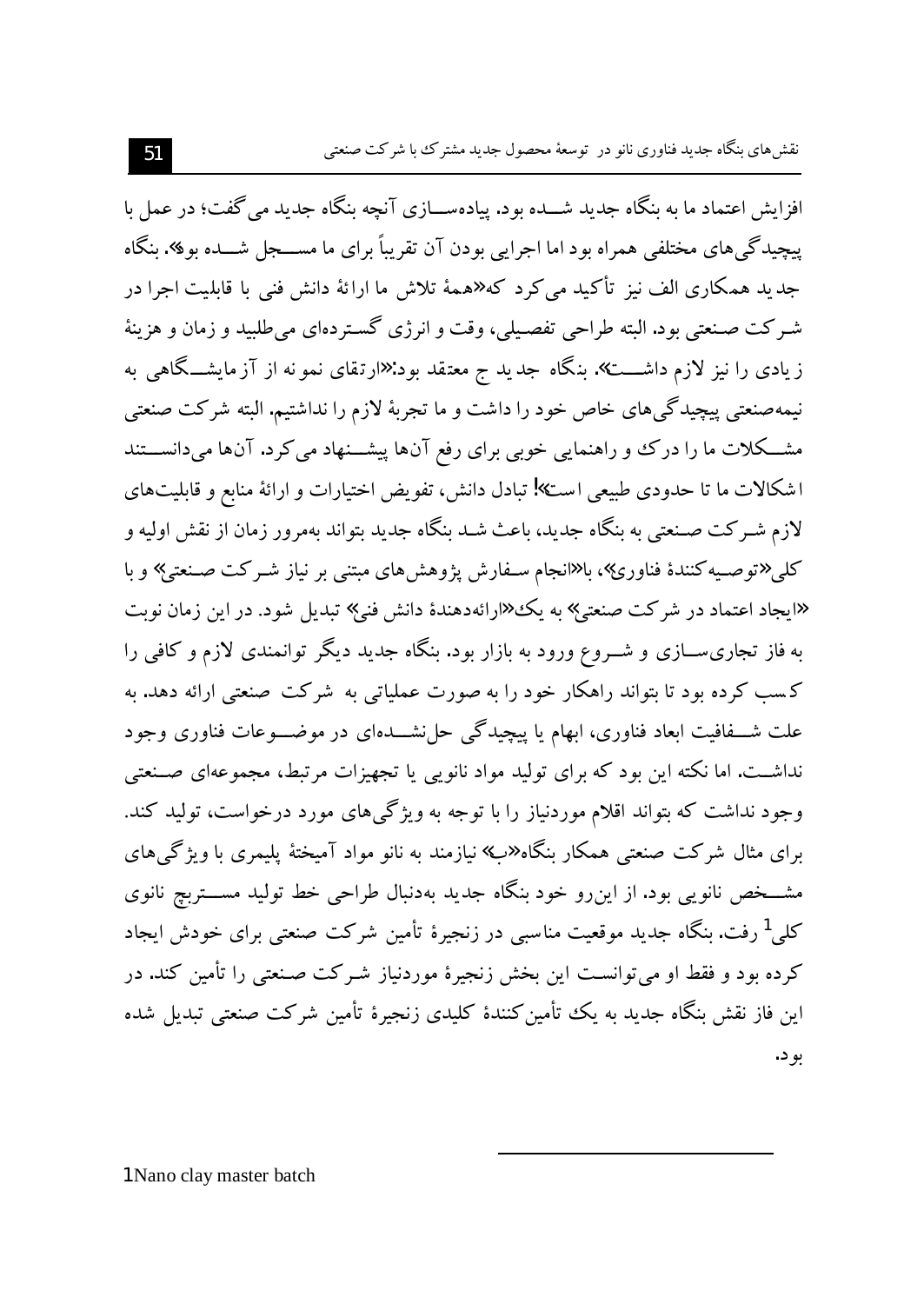افزایش اعتماد ما به بنگاه جدید شـده بود. پیاده‌سـازی آنچه بنگاه جدید می‌گفت؛ در عمل با پیچیدگی‌های مختلفی همراه بود اما اجرایی بودن آن تقریباً برای ما مسـجل شـده بود». بنگاه جدید همکاری الف نیز تأکید می‌کرد که«همهٔ تلاش ما ارائهٔ دانش فنی با قابلیت اجرا در شرکت صنعتی بود. البته طراحی تفصیلی، وقت و انرژی گسترده‌ای می‌طلبید و زمان و هزینهٔ زیادی را نیز لازم داشـت». بنگاه جدید ج معتقد بود:«ارتقای نمونه از آزمایشـگاهی به نیمه‌صنعتی پیچیدگی‌های خاص خود را داشت و ما تجربهٔ لازم را نداشتیم. البته شرکت صنعتی مشـکلات ما را درک و راهنمایی خوبی برای رفع آن‌ها پیشـنهاد می‌کرد. آن‌ها می‌دانسـتند اشکالات ما تا حدودی طبیعی است»! تبادل دانش، تفویض اختیارات و ارائهٔ منابع و قابلیت‌های لازم شرکت صنعتی به بنگاه جدید، باعث شد بنگاه جدید بتواند به‌مرور زمان از نقش اولیه و کلی«توصیه‌کنندهٔ فناوری»، با«انجام سفارش پژوهش‌های مبتنی بر نیاز شرکت صنعتی» و با «ایجاد اعتماد در شرکت صنعتی» به یک«ارائه‌دهندهٔ دانش فنی» تبدیل شود. در این زمان نوبت به فاز تجاری‌سـازی و شـروع ورود به بازار بود. بنگاه جدید دیگر توانمندی لازم و کافی را کسب کرده بود تا بتواند راهکار خود را به صورت عملیاتی به شرکت صنعتی ارائه دهد. به علت شـفافیت ابعاد فناوری، ابهام یا پیچیدگی حل‌نشـده‌ای در موضـوعات فناوری وجود نداشـت. اما نکته این بود که برای تولید مواد نانویی یا تجهیزات مرتبط، مجموعه‌ای صـنعتی وجود نداشت که بتواند اقلام موردنیاز را با توجه به ویژگی‌های مورد درخواست، تولید کند. برای مثال شرکت صنعتی همکار بنگاه«ب» نیازمند به نانو مواد آمیختهٔ پلیمری با ویژگی‌های مشـخص نانویی بود. از این‌رو خود بنگاه جدید به‌دنبال طراحی خط تولید مسـتربچ نانوی کلی[1] رفت. بنگاه جدید موقعیت مناسبی در زنجیرهٔ تأمین شرکت صنعتی برای خودش ایجاد کرده بود و فقط او می‌توانست این بخش زنجیرهٔ موردنیاز شرکت صنعتی را تأمین کند. در این فاز نقش بنگاه جدید به یک تأمین‌کنندهٔ کلیدی زنجیرهٔ تأمین شرکت صنعتی تبدیل شده بود.

---

[1] Nano clay master batch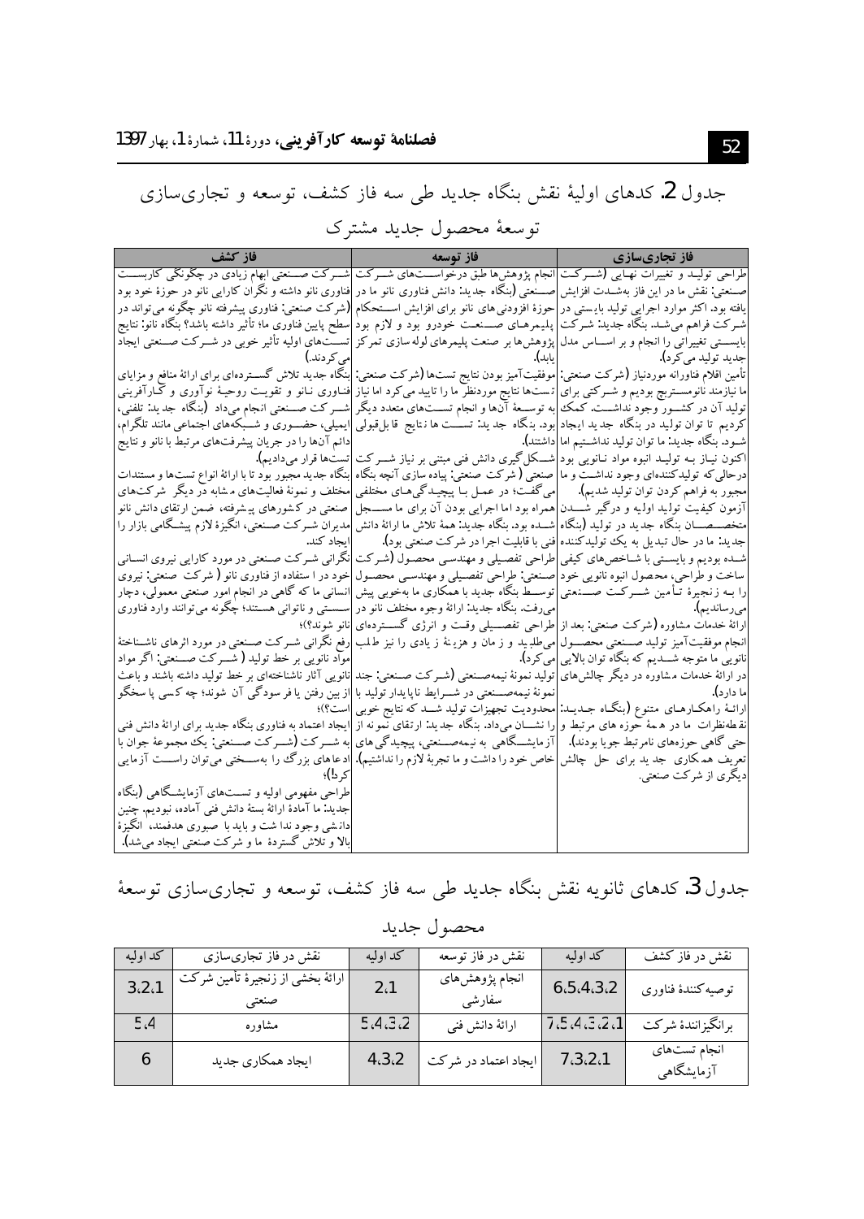## جدول 2. کدهای اولیهٔ نقش بنگاه جدید طی سه فاز کشف، توسعه و تجاری‌سازی توسعهٔ محصول جدید مشترک

| فاز کشف | فاز توسعه | فاز تجاری‌سازی |
|---|---|---|
| شرکت صنعتی ابهام زیادی در چگونگی کاربست فناوری نانو داشته و نگران کارایی نانو در حوزهٔ خود بود (شرکت صنعتی: فناوری پیشرفته نانو چگونه می‌تواند در سطح پایین فناوری ما؛ تأثیر داشته باشد؟ بنگاه نانو: نتایج تست‌های اولیه تأثیر خوبی در شرکت صنعتی ایجاد می‌کردند.) | انجام پژوهش‌ها طبق درخواست‌های شرکت صنعتی (بنگاه جدید: دانش فناوری نانو ما در حوزهٔ افزودنی‌های نانو برای افزایش استحکام پلیمرهای صنعت خودرو بود و لازم بود پژوهش‌ها بر صنعت پلیمرهای لوله‌سازی تمرکز یابد). | طراحی تولید و تغییرات نهایی (شرکت صنعتی: نقش ما در این فاز به‌شدت افزایش یافته بود. اکثر موارد اجرایی تولید بایستی در شرکت فراهم می‌شد. بنگاه جدید: شرکت بایستی تغییراتی را انجام و بر اساس مدل جدید تولید می‌کرد). |
| بنگاه جدید تلاش گسترده‌ای برای ارائهٔ منافع و مزایای فناوری نانو و تقویت روحیهٔ نوآوری و کارآفرینی شرکت صنعتی انجام می‌داد (بنگاه جدید: تلفنی، ایمیلی، حضوری و شبکه‌های اجتماعی مانند تلگرام، دائم آن‌ها را در جریان پیشرفت‌های مرتبط با نانو و نتایج تست‌ها قرار می‌دادیم). | موفقیت‌آمیز بودن نتایج تست‌ها (شرکت صنعتی: تست‌ها نتایج موردنظر ما را تایید می‌کرد اما نیاز به توسعهٔ آن‌ها و انجام تست‌های متعدد دیگر بود. بنگاه جدید: تست‌ها نتایج قابل‌قبولی داشتند). | تأمین اقلام فناوری موردنیاز (شرکت صنعتی: ما نیازمند نانومستربچ بودیم و شرکتی برای تولید آن در کشور وجود نداشت. کمک کردیم تا توان تولید در بنگاه جدید ایجاد شود. بنگاه جدید: ما توان تولید نداشتیم اما اکنون نیاز به تولید انبوه مواد نانویی بود درحالی‌که تولیدکننده‌ای وجود نداشت و ما مجبور به فراهم کردن توان تولید شدیم). |
| بنگاه جدید مجبور بود تا با ارائهٔ انواع تست‌ها و مستندات مختلف و نمونهٔ فعالیت‌های مشابه در دیگر شرکت‌های صنعتی در کشورهای پیشرفته، ضمن ارتقای دانش نانو مدیران شرکت صنعتی، انگیزهٔ لازم پیشگامی بازار را ایجاد کند. | شکل‌گیری دانش فنی مبتنی بر نیاز شرکت صنعتی (شرکت صنعتی: پیاده‌سازی آنچه بنگاه می‌گفت؛ در عمل با پیچیدگی‌های مختلفی همراه بود اما اجرایی بودن آن برای ما مسجل شده بود. بنگاه جدید: همهٔ تلاش ما ارائهٔ دانش فنی با قابلیت اجرا در شرکت صنعتی بود). | آزمون کیفیت تولید اولیه و درگیر شدن متخصصان بنگاه جدید در تولید (بنگاه جدید: ما در حال تبدیل به یک تولیدکننده شده بودیم و بایستی با شاخص‌های کیفی ساخت و طراحی، محصول انبوه نانویی خود را به زنجیرهٔ تأمین شرکت صنعتی می‌رساندیم). |
| نگرانی شرکت صنعتی در مورد کارایی نیروی انسانی خود در استفاده از فناوری نانو (شرکت صنعتی: نیروی انسانی ما که گاهی در انجام امور صنعتی معمولی، دچار سستی و ناتوانی هستند؛ چگونه می‌توانند وارد فناوری نانو شوند؟)؛ | طراحی تفصیلی و مهندسی محصول (شرکت صنعتی: طراحی تفصیلی و مهندسی محصول توسط بنگاه جدید با همکاری ما به‌خوبی پیش می‌رفت. بنگاه جدید: ارائهٔ وجوه مختلف نانو در طراحی تفصیلی وقت و انرژی گسترده‌ای می‌طلبید و زمان و هزینهٔ زیادی را نیز طلب می‌کرد). | ارائهٔ خدمات مشاوره (شرکت صنعتی: بعد از انجام موفقیت‌آمیز تولید صنعتی محصول نانویی ما متوجه شدیم که بنگاه توان بالایی در ارائهٔ خدمات مشاوره در دیگر چالش‌های ما دارد). |
| رفع نگرانی شرکت صنعتی در مورد اثرهای ناشناختهٔ مواد نانویی بر خط تولید (شرکت صنعتی: اگر مواد نانویی آثار ناشناخته‌ای بر خط تولید داشته باشند و باعث از بین رفتن یا فرسودگی آن شوند؛ چه کسی پاسخگو است؟)؛ | تولید نمونهٔ نیمه‌صنعتی (شرکت صنعتی: چند نمونهٔ نیمه‌صنعتی در شرایط ناپایدار تولید با محدودیت تجهیزات تولید شد که نتایج خوبی را نشان می‌داد. بنگاه جدید: ارتقای نمونه از آزمایشگاهی به نیمه‌صنعتی، پیچیدگی‌های خاص خود را داشت و ما تجربهٔ لازم را نداشتیم). | ارائهٔ راهکارهای متنوع (بنگاه جدید: نقطه‌نظرات ما در همهٔ حوزه‌های مرتبط و حتی گاهی حوزه‌های نامرتبط جویا بودند). |
| ایجاد اعتماد به فناوری بنگاه جدید برای ارائهٔ دانش فنی به شرکت (شرکت صنعتی: یک مجموعهٔ جوان با ادعاهای بزرگ را به‌سختی می‌توان راستی‌آزمایی کرد!)؛ | | تعریف همکاری جدید برای حل چالش دیگری از شرکت صنعتی. |
| طراحی مفهومی اولیه و تست‌های آزمایشگاهی (بنگاه جدید: ما آمادهٔ ارائهٔ بستهٔ دانش فنی آماده، نبودیم. چنین دانشی وجود نداشت و باید با صبوری هدفمند، انگیزهٔ بالا و تلاش گستردهٔ ما و شرکت صنعتی ایجاد می‌شد). | | |

## جدول 3. کدهای ثانویه نقش بنگاه جدید طی سه فاز کشف، توسعه و تجاری‌سازی توسعهٔ محصول جدید

| نقش در فاز کشف | کد اولیه | نقش در فاز توسعه | کد اولیه | نقش در فاز تجاری‌سازی | کد اولیه |
|---|---|---|---|---|---|
| توصیه‌کنندهٔ فناوری | 6،5،4،3،2 | انجام پژوهش‌های سفارشی | 2،1 | ارائهٔ بخشی از زنجیرهٔ تأمین شرکت صنعتی | 3،2،1 |
| برانگیزانندهٔ شرکت | 7،5،4،3،2،1 | ارائهٔ دانش فنی | 5،4،3،2 | مشاوره | 5،4 |
| انجام تست‌های آزمایشگاهی | 7،3،2،1 | ایجاد اعتماد در شرکت | 4،3،2 | ایجاد همکاری جدید | 6 |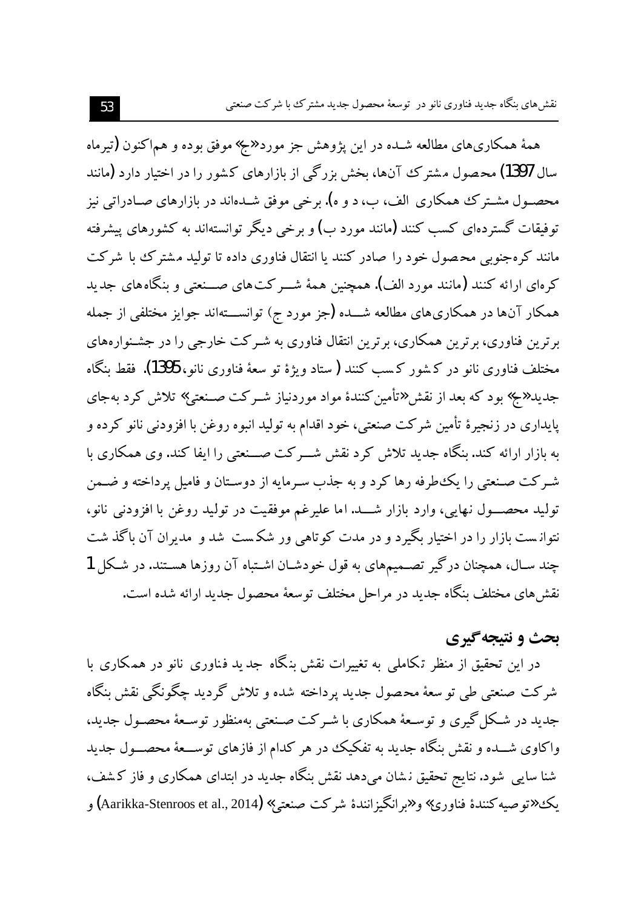همهٔ همکاری‌های مطالعه شـده در این پژوهش جز مورد«ج» موفق بوده و هم‌اکنون (تیرماه سال 1397) محصول مشترک آن‌ها، بخش بزرگی از بازارهای کشور را در اختیار دارد (مانند محصـول مشـترک همکاری الف، ب، د و ه). برخی موفق شـده‌اند در بازارهای صـادراتی نیز توفیقات گسترده‌ای کسب کنند (مانند مورد ب) و برخی دیگر توانسته‌اند به کشورهای پیشرفته مانند کره‌جنوبی محصول خود را صادر کنند یا انتقال فناوری داده تا تولید مشترک با شرکت کره‌ای ارائه کنند (مانند مورد الف). همچنین همهٔ شـرکت‌های صـنعتی و بنگاه‌های جدید همکار آن‌ها در همکاری‌های مطالعه شـده (جز مورد ج) توانسـته‌اند جوایز مختلفی از جمله برترین فناوری، برترین همکاری، برترین انتقال فناوری به شـرکت خارجی را در جشـنواره‌های مختلف فناوری نانو در کشور کسب کنند ( ستاد ویژهٔ توسعهٔ فناوری نانو، 1395). فقط بنگاه جدید«ج» بود که بعد از نقش«تأمین‌کنندهٔ مواد موردنیاز شـرکت صـنعتی» تلاش کرد به‌جای پایداری در زنجیرهٔ تأمین شرکت صنعتی، خود اقدام به تولید انبوه روغن با افزودنی نانو کرده و به بازار ارائه کند. بنگاه جدید تلاش کرد نقش شـرکت صـنعتی را ایفا کند. وی همکاری با شـرکت صـنعتی را یک‌طرفه رها کرد و به جذب سـرمایه از دوسـتان و فامیل پرداخته و ضـمن تولید محصـول نهایی، وارد بازار شـد. اما علیرغم موفقیت در تولید روغن با افزودنی نانو، نتوانست بازار را در اختیار بگیرد و در مدت کوتاهی ورشکست شد و مدیران آن باگذشت چند سـال، همچنان درگیر تصـمیم‌های به قول خودشـان اشـتباه آن روزها هسـتند. در شـکل 1 نقش‌های مختلف بنگاه جدید در مراحل مختلف توسعهٔ محصول جدید ارائه شده است.

## بحث و نتیجه‌گیری

در این تحقیق از منظر تکاملی به تغییرات نقش بنگاه جدید فناوری نانو در همکاری با شرکت صنعتی طی توسعهٔ محصول جدید پرداخته شده و تلاش گردید چگونگی نقش بنگاه جدید در شـکل‌گیری و توسـعهٔ همکاری با شـرکت صـنعتی به‌منظور توسـعهٔ محصـول جدید، واکاوی شـده و نقش بنگاه جدید به تفکیک در هر کدام از فازهای توسـعهٔ محصـول جدید شناسایی شود. نتایج تحقیق نشان می‌دهد نقش بنگاه جدید در ابتدای همکاری و فاز کشف، یک«توصیه‌کنندهٔ فناوری» و«برانگیزانندهٔ شرکت صنعتی» (Aarikka-Stenroos et al., 2014) و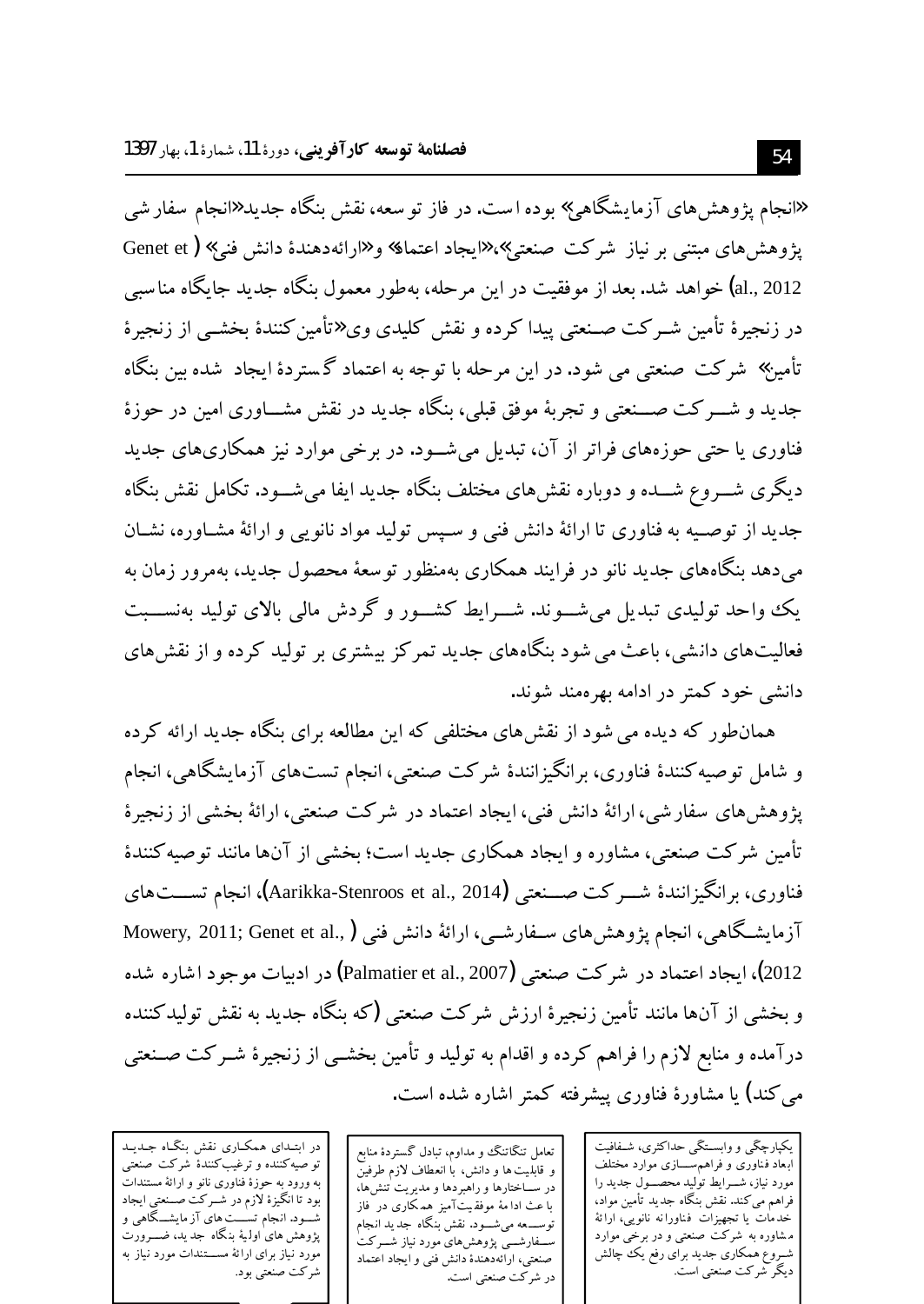«انجام پژوهش‌های آزمایشگاهی» بوده است. در فاز توسعه، نقش بنگاه جدید«انجام سفارشی پژوهش‌های مبتنی بر نیاز شرکت صنعتی»،«ایجاد اعتماد» و«ارائه‌دهندهٔ دانش فنی» (Genet et al., 2012) خواهد شد. بعد از موفقیت در این مرحله، به‌طور معمول بنگاه جدید جایگاه مناسبی در زنجیرهٔ تأمین شرکت صنعتی پیدا کرده و نقش کلیدی وی«تأمین‌کنندهٔ بخشی از زنجیرهٔ تأمین» شرکت صنعتی می شود. در این مرحله با توجه به اعتماد گستردهٔ ایجاد شده بین بنگاه جدید و شرکت صنعتی و تجربهٔ موفق قبلی، بنگاه جدید در نقش مشاوری امین در حوزهٔ فناوری یا حتی حوزه‌های فراتر از آن، تبدیل می‌شود. در برخی موارد نیز همکاری‌های جدید دیگری شروع شده و دوباره نقش‌های مختلف بنگاه جدید ایفا می‌شود. تکامل نقش بنگاه جدید از توصیه به فناوری تا ارائهٔ دانش فنی و سپس تولید مواد نانویی و ارائهٔ مشاوره، نشان می‌دهد بنگاه‌های جدید نانو در فرایند همکاری به‌منظور توسعهٔ محصول جدید، به‌مرور زمان به یک واحد تولیدی تبدیل می‌شوند. شرایط کشور و گردش مالی بالای تولید به‌نسبت فعالیت‌های دانشی، باعث می شود بنگاه‌های جدید تمرکز بیشتری بر تولید کرده و از نقش‌های دانشی خود کمتر در ادامه بهره‌مند شوند.

همان‌طور که دیده می شود از نقش‌های مختلفی که این مطالعه برای بنگاه جدید ارائه کرده و شامل توصیه‌کنندهٔ فناوری، برانگیزانندهٔ شرکت صنعتی، انجام تست‌های آزمایشگاهی، انجام پژوهش‌های سفارشی، ارائهٔ دانش فنی، ایجاد اعتماد در شرکت صنعتی، ارائهٔ بخشی از زنجیرهٔ تأمین شرکت صنعتی، مشاوره و ایجاد همکاری جدید است؛ بخشی از آن‌ها مانند توصیه‌کنندهٔ فناوری، برانگیزانندهٔ شرکت صنعتی (Aarikka-Stenroos et al., 2014)، انجام تست‌های آزمایشگاهی، انجام پژوهش‌های سفارشی، ارائهٔ دانش فنی (Mowery, 2011; Genet et al., 2012)، ایجاد اعتماد در شرکت صنعتی (Palmatier et al., 2007) در ادبیات موجود اشاره شده و بخشی از آن‌ها مانند تأمین زنجیرهٔ ارزش شرکت صنعتی (که بنگاه جدید به نقش تولیدکننده درآمده و منابع لازم را فراهم کرده و اقدام به تولید و تأمین بخشی از زنجیرهٔ شرکت صنعتی می‌کند) یا مشاورهٔ فناوری پیشرفته کمتر اشاره شده است.

| یکپارچگی و وابستگی حداکثری، شفافیت ابعاد فناوری و فراهم‌سازی موارد مختلف مورد نیاز، شرایط تولید محصول جدید را فراهم می‌کند. نقش بنگاه جدید تأمین مواد، خدمات یا تجهیزات فناورانه نانویی، ارائهٔ مشاوره به شرکت صنعتی و در برخی موارد شروع همکاری جدید برای رفع یک چالش دیگر شرکت صنعتی است. | تعامل تنگاتنگ و مداوم، تبادل گستردهٔ منابع و قابلیت‌ها و دانش، با انعطاف لازم طرفین در ساختارها و راهبردها و مدیریت تنش‌ها، باعث ادامهٔ موفقیت‌آمیز همکاری در فاز توسعه می‌شود. نقش بنگاه جدید انجام سفارشی پژوهش‌های مورد نیاز شرکت صنعتی، ارائه‌دهندهٔ دانش فنی و ایجاد اعتماد در شرکت صنعتی است. | در ابتدای همکاری نقش بنگاه جدید توصیه‌کننده و ترغیب‌کنندهٔ شرکت صنعتی به ورود به حوزهٔ فناوری نانو و ارائهٔ مستندات بود تا انگیزهٔ لازم در شرکت صنعتی ایجاد شود. انجام تست‌های آزمایشگاهی و پژوهش های اولیهٔ بنگاه جدید، ضرورت مورد نیاز برای ارائهٔ مستندات مورد نیاز به شرکت صنعتی بود. |
|---|---|---|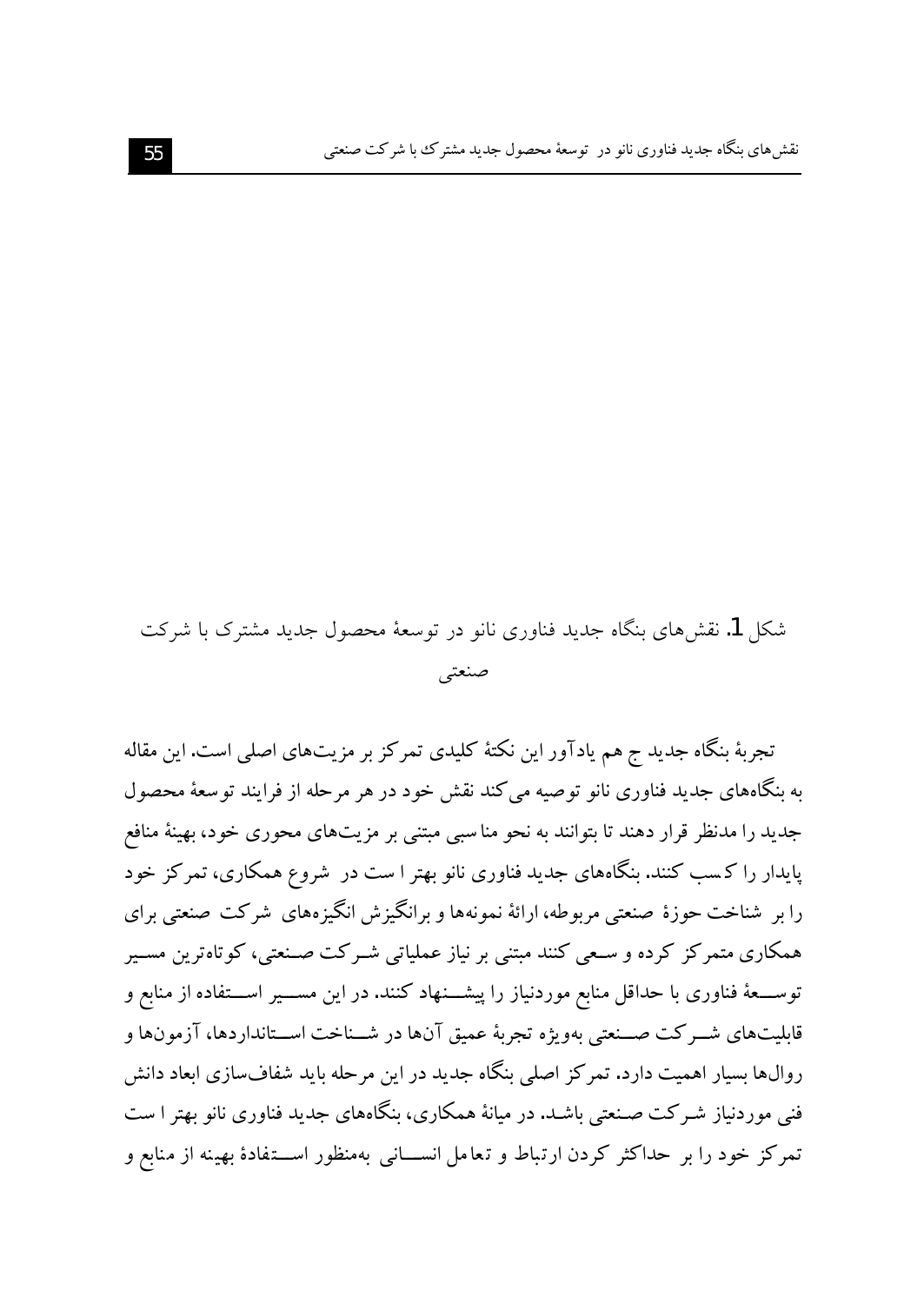شکل 1. نقش‌های بنگاه جدید فناوری نانو در توسعهٔ محصول جدید مشترک با شرکت صنعتی

تجربهٔ بنگاه جدید ج هم یادآور این نکتهٔ کلیدی تمرکز بر مزیت‌های اصلی است. این مقاله به بنگاه‌های جدید فناوری نانو توصیه می‌کند نقش خود در هر مرحله از فرایند توسعهٔ محصول جدید را مدنظر قرار دهند تا بتوانند به نحو مناسبی مبتنی بر مزیت‌های محوری خود، بهینهٔ منافع پایدار را کسب کنند. بنگاه‌های جدید فناوری نانو بهتر است در شروع همکاری، تمرکز خود را بر شناخت حوزهٔ صنعتی مربوطه، ارائهٔ نمونه‌ها و برانگیزش انگیزه‌های شرکت صنعتی برای همکاری متمرکز کرده و سعی کنند مبتنی بر نیاز عملیاتی شرکت صنعتی، کوتاه‌ترین مسیر توسعهٔ فناوری با حداقل منابع موردنیاز را پیشنهاد کنند. در این مسیر استفاده از منابع و قابلیت‌های شرکت صنعتی به‌ویژه تجربهٔ عمیق آن‌ها در شناخت استانداردها، آزمون‌ها و روال‌ها بسیار اهمیت دارد. تمرکز اصلی بنگاه جدید در این مرحله باید شفاف‌سازی ابعاد دانش فنی موردنیاز شرکت صنعتی باشد. در میانهٔ همکاری، بنگاه‌های جدید فناوری نانو بهتر است تمرکز خود را بر حداکثر کردن ارتباط و تعامل انسانی به‌منظور استفادهٔ بهینه از منابع و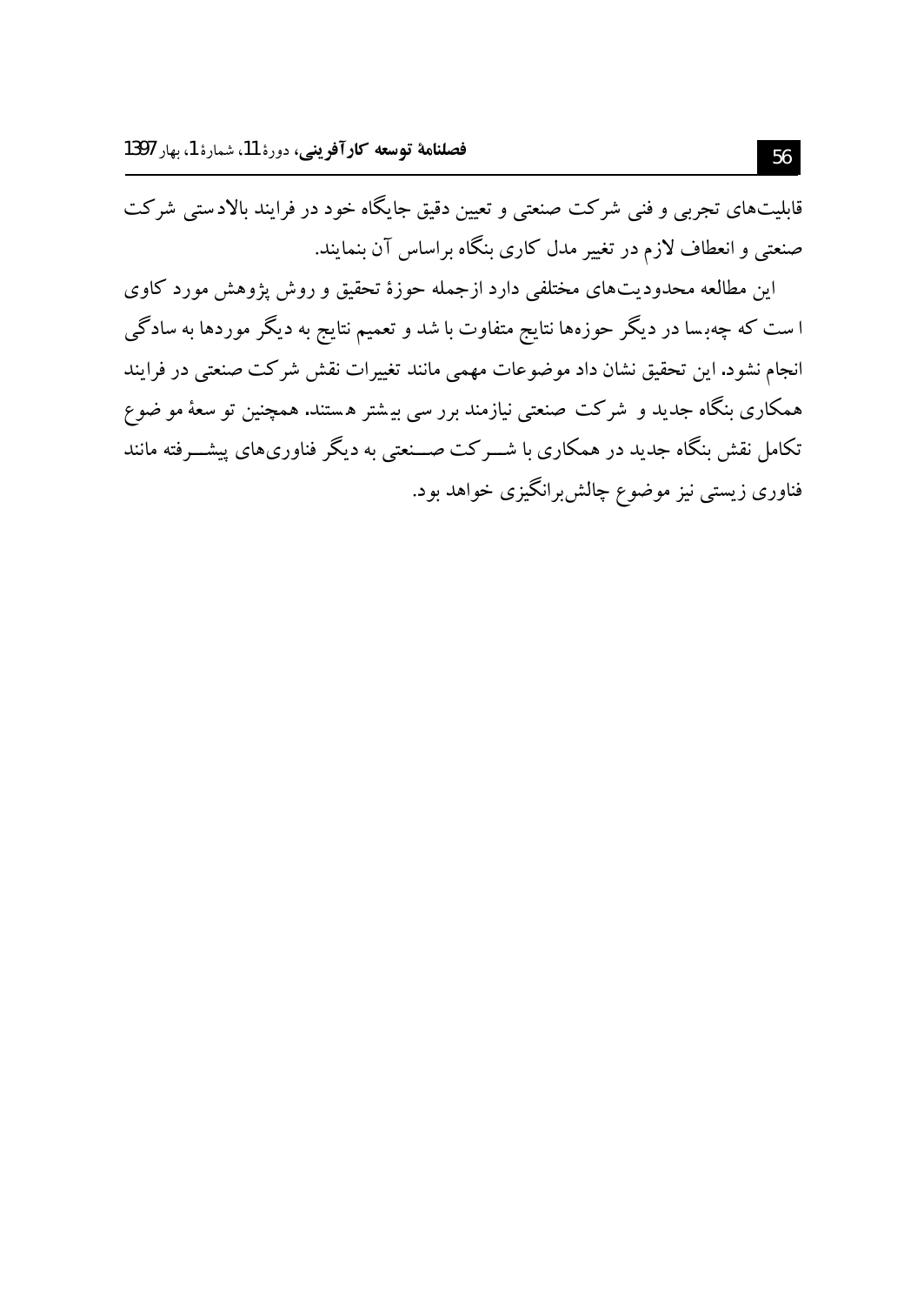قابلیت‌های تجربی و فنی شرکت صنعتی و تعیین دقیق جایگاه خود در فرایند بالادستی شرکت صنعتی و انعطاف لازم در تغییر مدل کاری بنگاه براساس آن بنمایند.

این مطالعه محدودیت‌های مختلفی دارد ازجمله حوزهٔ تحقیق و روش پژوهش مورد کاوی است که چه‌بسا در دیگر حوزه‌ها نتایج متفاوت باشد و تعمیم نتایج به دیگر موردها به سادگی انجام نشود. این تحقیق نشان داد موضوعات مهمی مانند تغییرات نقش شرکت صنعتی در فرایند همکاری بنگاه جدید و شرکت صنعتی نیازمند بررسی بیشتر هستند. همچنین توسعهٔ موضوع تکامل نقش بنگاه جدید در همکاری با شرکت صنعتی به دیگر فناوری‌های پیشرفته مانند فناوری زیستی نیز موضوع چالش‌برانگیزی خواهد بود.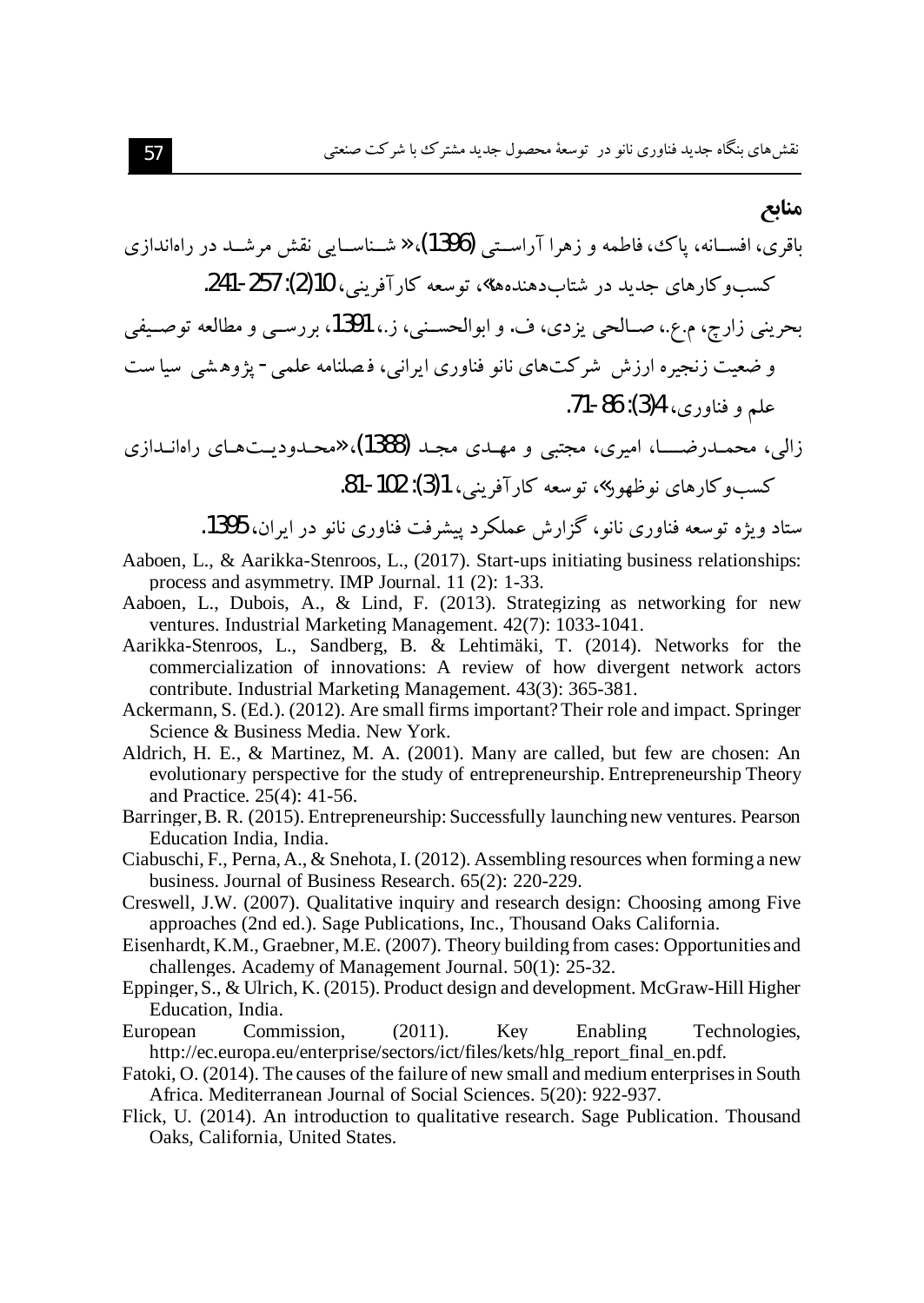## منابع

باقری، افسانه، پاک، فاطمه و زهرا آراستی (1396)، «شناسایی نقش مرشد در راه‌اندازی کسب‌وکارهای جدید در شتاب‌دهنده‌ها»، توسعه کارآفرینی، 10(2): 257-241.

بحرینی زارچ، م.ع.، صالحی یزدی، ف. و ابوالحسنی، ز.، 1391، بررسی و مطالعه توصیفی و ضعیت زنجیره ارزش شرکت‌های نانو فناوری ایرانی، فصلنامه علمی - پژوهشی سیاست علم و فناوری، 4(3): 86-71.

زالی، محمدرضا، امیری، مجتبی و مهدی مجد (1388)، «محدودیت‌های راه‌اندازی کسب‌وکارهای نوظهور»، توسعه کارآفرینی، 1(3): 102-81.

ستاد ویژه توسعه فناوری نانو، گزارش عملکرد پیشرفت فناوری نانو در ایران، 1395.

Aaboen, L., & Aarikka-Stenroos, L., (2017). Start-ups initiating business relationships: process and asymmetry. IMP Journal. 11 (2): 1-33.

Aaboen, L., Dubois, A., & Lind, F. (2013). Strategizing as networking for new ventures. Industrial Marketing Management. 42(7): 1033-1041.

Aarikka-Stenroos, L., Sandberg, B. & Lehtimäki, T. (2014). Networks for the commercialization of innovations: A review of how divergent network actors contribute. Industrial Marketing Management. 43(3): 365-381.

Ackermann, S. (Ed.). (2012). Are small firms important? Their role and impact. Springer Science & Business Media. New York.

Aldrich, H. E., & Martinez, M. A. (2001). Many are called, but few are chosen: An evolutionary perspective for the study of entrepreneurship. Entrepreneurship Theory and Practice. 25(4): 41-56.

Barringer, B. R. (2015). Entrepreneurship: Successfully launching new ventures. Pearson Education India, India.

Ciabuschi, F., Perna, A., & Snehota, I. (2012). Assembling resources when forming a new business. Journal of Business Research. 65(2): 220-229.

Creswell, J.W. (2007). Qualitative inquiry and research design: Choosing among Five approaches (2nd ed.). Sage Publications, Inc., Thousand Oaks California.

Eisenhardt, K.M., Graebner, M.E. (2007). Theory building from cases: Opportunities and challenges. Academy of Management Journal. 50(1): 25-32.

Eppinger, S., & Ulrich, K. (2015). Product design and development. McGraw-Hill Higher Education, India.

European Commission, (2011). Key Enabling Technologies, http://ec.europa.eu/enterprise/sectors/ict/files/kets/hlg_report_final_en.pdf.

Fatoki, O. (2014). The causes of the failure of new small and medium enterprises in South Africa. Mediterranean Journal of Social Sciences. 5(20): 922-937.

Flick, U. (2014). An introduction to qualitative research. Sage Publication. Thousand Oaks, California, United States.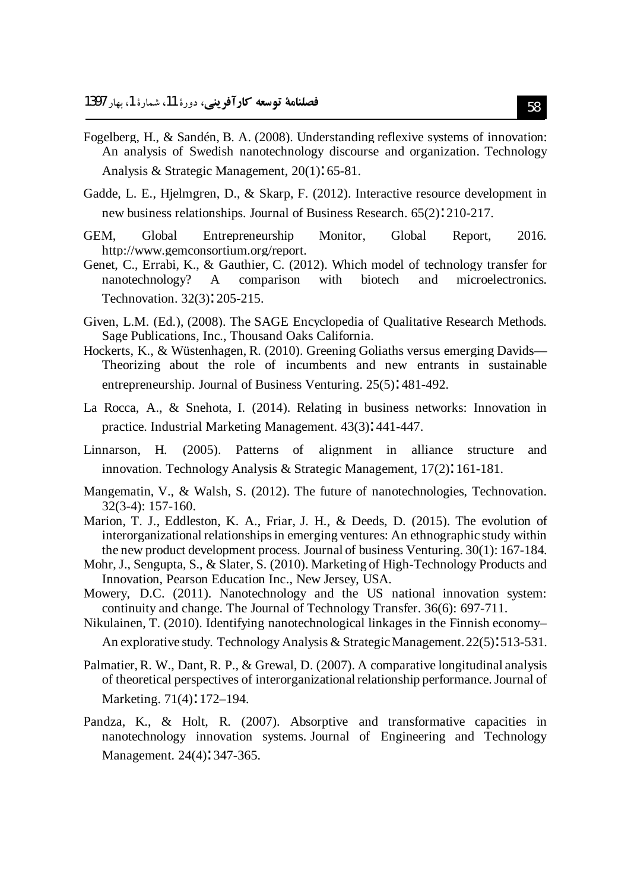Fogelberg, H., & Sandén, B. A. (2008). Understanding reflexive systems of innovation: An analysis of Swedish nanotechnology discourse and organization. Technology Analysis & Strategic Management, 20(1): 65-81.

Gadde, L. E., Hjelmgren, D., & Skarp, F. (2012). Interactive resource development in new business relationships. Journal of Business Research. 65(2): 210-217.

GEM, Global Entrepreneurship Monitor, Global Report, 2016. http://www.gemconsortium.org/report.

Genet, C., Errabi, K., & Gauthier, C. (2012). Which model of technology transfer for nanotechnology? A comparison with biotech and microelectronics. Technovation. 32(3): 205-215.

Given, L.M. (Ed.), (2008). The SAGE Encyclopedia of Qualitative Research Methods. Sage Publications, Inc., Thousand Oaks California.

Hockerts, K., & Wüstenhagen, R. (2010). Greening Goliaths versus emerging Davids—Theorizing about the role of incumbents and new entrants in sustainable entrepreneurship. Journal of Business Venturing. 25(5): 481-492.

La Rocca, A., & Snehota, I. (2014). Relating in business networks: Innovation in practice. Industrial Marketing Management. 43(3): 441-447.

Linnarson, H. (2005). Patterns of alignment in alliance structure and innovation. Technology Analysis & Strategic Management, 17(2): 161-181.

Mangematin, V., & Walsh, S. (2012). The future of nanotechnologies, Technovation. 32(3-4): 157-160.

Marion, T. J., Eddleston, K. A., Friar, J. H., & Deeds, D. (2015). The evolution of interorganizational relationships in emerging ventures: An ethnographic study within the new product development process. Journal of business Venturing. 30(1): 167-184.

Mohr, J., Sengupta, S., & Slater, S. (2010). Marketing of High-Technology Products and Innovation, Pearson Education Inc., New Jersey, USA.

Mowery, D.C. (2011). Nanotechnology and the US national innovation system: continuity and change. The Journal of Technology Transfer. 36(6): 697-711.

Nikulainen, T. (2010). Identifying nanotechnological linkages in the Finnish economy–An explorative study. Technology Analysis & Strategic Management. 22(5): 513-531.

Palmatier, R. W., Dant, R. P., & Grewal, D. (2007). A comparative longitudinal analysis of theoretical perspectives of interorganizational relationship performance. Journal of Marketing. 71(4): 172–194.

Pandza, K., & Holt, R. (2007). Absorptive and transformative capacities in nanotechnology innovation systems. Journal of Engineering and Technology Management. 24(4): 347-365.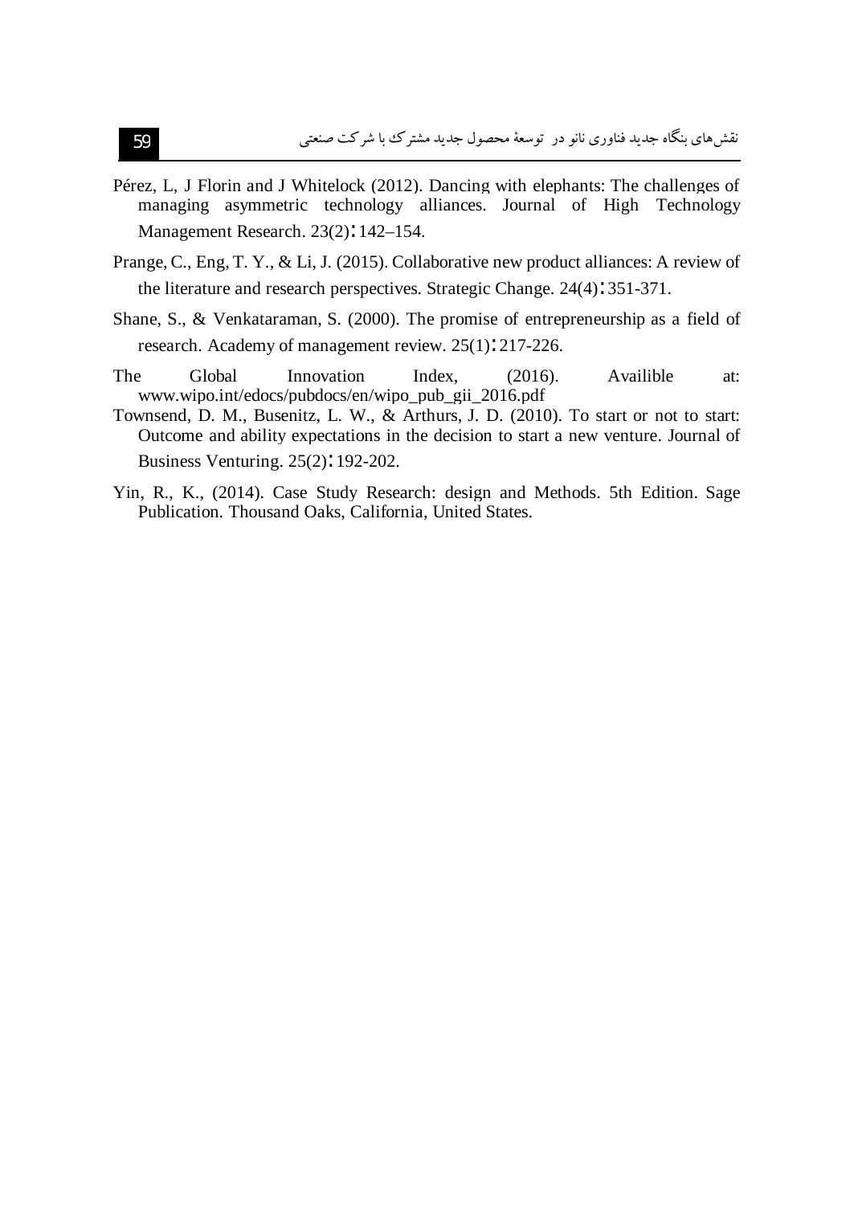Pérez, L, J Florin and J Whitelock (2012). Dancing with elephants: The challenges of managing asymmetric technology alliances. Journal of High Technology Management Research. 23(2): 142–154.

Prange, C., Eng, T. Y., & Li, J. (2015). Collaborative new product alliances: A review of the literature and research perspectives. Strategic Change. 24(4): 351-371.

Shane, S., & Venkataraman, S. (2000). The promise of entrepreneurship as a field of research. Academy of management review. 25(1): 217-226.

The Global Innovation Index, (2016). Availible at: www.wipo.int/edocs/pubdocs/en/wipo_pub_gii_2016.pdf

Townsend, D. M., Busenitz, L. W., & Arthurs, J. D. (2010). To start or not to start: Outcome and ability expectations in the decision to start a new venture. Journal of Business Venturing. 25(2): 192-202.

Yin, R., K., (2014). Case Study Research: design and Methods. 5th Edition. Sage Publication. Thousand Oaks, California, United States.